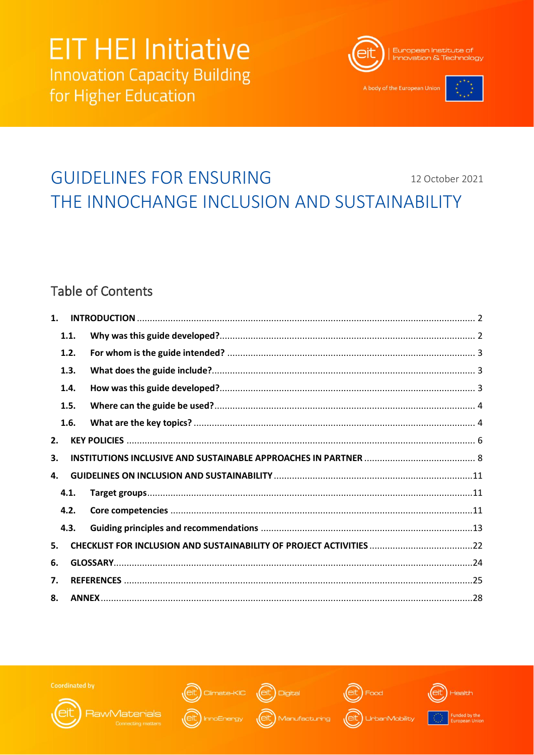# EIT HEI Initiative

Innovation Capacity Building for Higher Education

European Institute of Innovation & Technology

A body of the European Union

# GUIDELINES FOR ENSURING THE INNOCHANGE INCLUSION AND SUSTAINABILITY

12 October 2021

## Table of Contents

1. **INTRODUCTION** ........ 2
   - 1.1. **Why was this guide developed?** ........ 2
   - 1.2. **For whom is the guide intended?** ........ 3
   - 1.3. **What does the guide include?** ........ 3
   - 1.4. **How was this guide developed?** ........ 3
   - 1.5. **Where can the guide be used?** ........ 4
   - 1.6. **What are the key topics?** ........ 4
2. **KEY POLICIES** ........ 6
3. **INSTITUTIONS INCLUSIVE AND SUSTAINABLE APPROACHES IN PARTNER** ........ 8
4. **GUIDELINES ON INCLUSION AND SUSTAINABILITY** ........ 11
   - 4.1. **Target groups** ........ 11
   - 4.2. **Core competencies** ........ 11
   - 4.3. **Guiding principles and recommendations** ........ 13
5. **CHECKLIST FOR INCLUSION AND SUSTAINABILITY OF PROJECT ACTIVITIES** ........ 22
6. **GLOSSARY** ........ 24
7. **REFERENCES** ........ 25
8. **ANNEX** ........ 28

Coordinated by RawMaterials – Connecting matters

Climate-KIC | Digital | Food | Health | InnoEnergy | Manufacturing | UrbanMobility

Funded by the European Union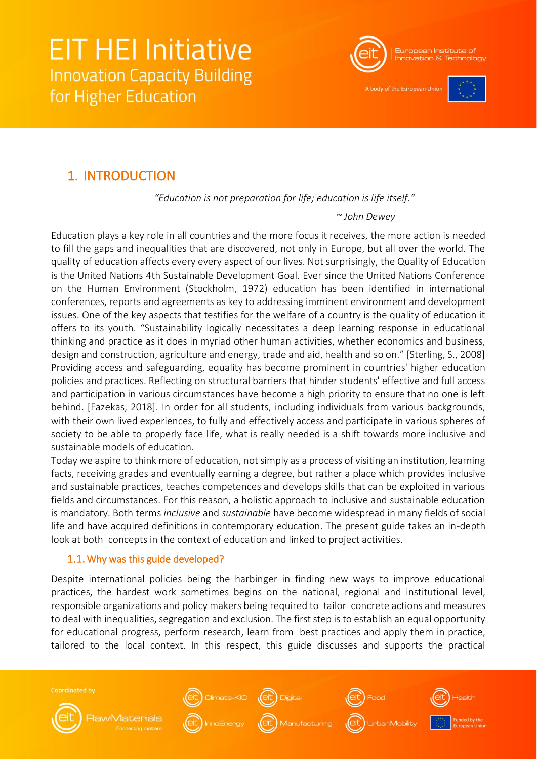# 1. INTRODUCTION

*"Education is not preparation for life; education is life itself."*

*~ John Dewey*

Education plays a key role in all countries and the more focus it receives, the more action is needed to fill the gaps and inequalities that are discovered, not only in Europe, but all over the world. The quality of education affects every every aspect of our lives. Not surprisingly, the Quality of Education is the United Nations 4th Sustainable Development Goal. Ever since the United Nations Conference on the Human Environment (Stockholm, 1972) education has been identified in international conferences, reports and agreements as key to addressing imminent environment and development issues. One of the key aspects that testifies for the welfare of a country is the quality of education it offers to its youth. "Sustainability logically necessitates a deep learning response in educational thinking and practice as it does in myriad other human activities, whether economics and business, design and construction, agriculture and energy, trade and aid, health and so on." [Sterling, S., 2008] Providing access and safeguarding, equality has become prominent in countries' higher education policies and practices. Reflecting on structural barriers that hinder students' effective and full access and participation in various circumstances have become a high priority to ensure that no one is left behind. [Fazekas, 2018]. In order for all students, including individuals from various backgrounds, with their own lived experiences, to fully and effectively access and participate in various spheres of society to be able to properly face life, what is really needed is a shift towards more inclusive and sustainable models of education.

Today we aspire to think more of education, not simply as a process of visiting an institution, learning facts, receiving grades and eventually earning a degree, but rather a place which provides inclusive and sustainable practices, teaches competences and develops skills that can be exploited in various fields and circumstances. For this reason, a holistic approach to inclusive and sustainable education is mandatory. Both terms *inclusive* and *sustainable* have become widespread in many fields of social life and have acquired definitions in contemporary education. The present guide takes an in-depth look at both concepts in the context of education and linked to project activities.

## 1.1. Why was this guide developed?

Despite international policies being the harbinger in finding new ways to improve educational practices, the hardest work sometimes begins on the national, regional and institutional level, responsible organizations and policy makers being required to tailor concrete actions and measures to deal with inequalities, segregation and exclusion. The first step is to establish an equal opportunity for educational progress, perform research, learn from best practices and apply them in practice, tailored to the local context. In this respect, this guide discusses and supports the practical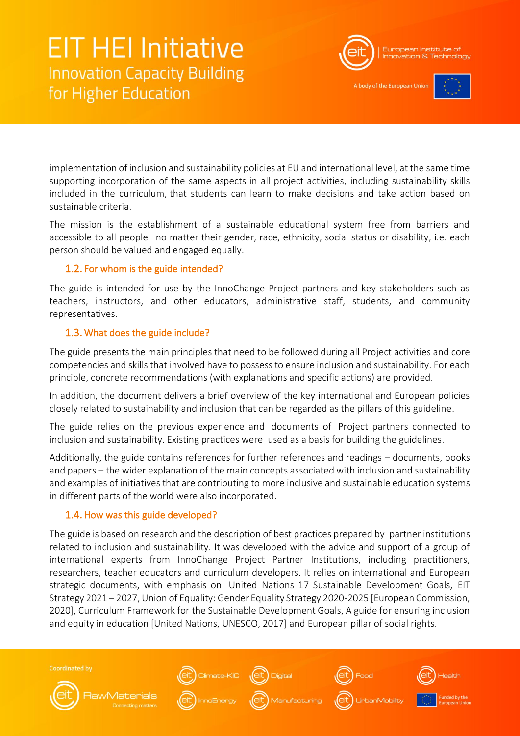implementation of inclusion and sustainability policies at EU and international level, at the same time supporting incorporation of the same aspects in all project activities, including sustainability skills included in the curriculum, that students can learn to make decisions and take action based on sustainable criteria.

The mission is the establishment of a sustainable educational system free from barriers and accessible to all people - no matter their gender, race, ethnicity, social status or disability, i.e. each person should be valued and engaged equally.

### 1.2. For whom is the guide intended?

The guide is intended for use by the InnoChange Project partners and key stakeholders such as teachers, instructors, and other educators, administrative staff, students, and community representatives.

### 1.3. What does the guide include?

The guide presents the main principles that need to be followed during all Project activities and core competencies and skills that involved have to possess to ensure inclusion and sustainability. For each principle, concrete recommendations (with explanations and specific actions) are provided.

In addition, the document delivers a brief overview of the key international and European policies closely related to sustainability and inclusion that can be regarded as the pillars of this guideline.

The guide relies on the previous experience and documents of Project partners connected to inclusion and sustainability. Existing practices were used as a basis for building the guidelines.

Additionally, the guide contains references for further references and readings – documents, books and papers – the wider explanation of the main concepts associated with inclusion and sustainability and examples of initiatives that are contributing to more inclusive and sustainable education systems in different parts of the world were also incorporated.

### 1.4. How was this guide developed?

The guide is based on research and the description of best practices prepared by partner institutions related to inclusion and sustainability. It was developed with the advice and support of a group of international experts from InnoChange Project Partner Institutions, including practitioners, researchers, teacher educators and curriculum developers. It relies on international and European strategic documents, with emphasis on: United Nations 17 Sustainable Development Goals, EIT Strategy 2021 – 2027, Union of Equality: Gender Equality Strategy 2020-2025 [European Commission, 2020], Curriculum Framework for the Sustainable Development Goals, A guide for ensuring inclusion and equity in education [United Nations, UNESCO, 2017] and European pillar of social rights.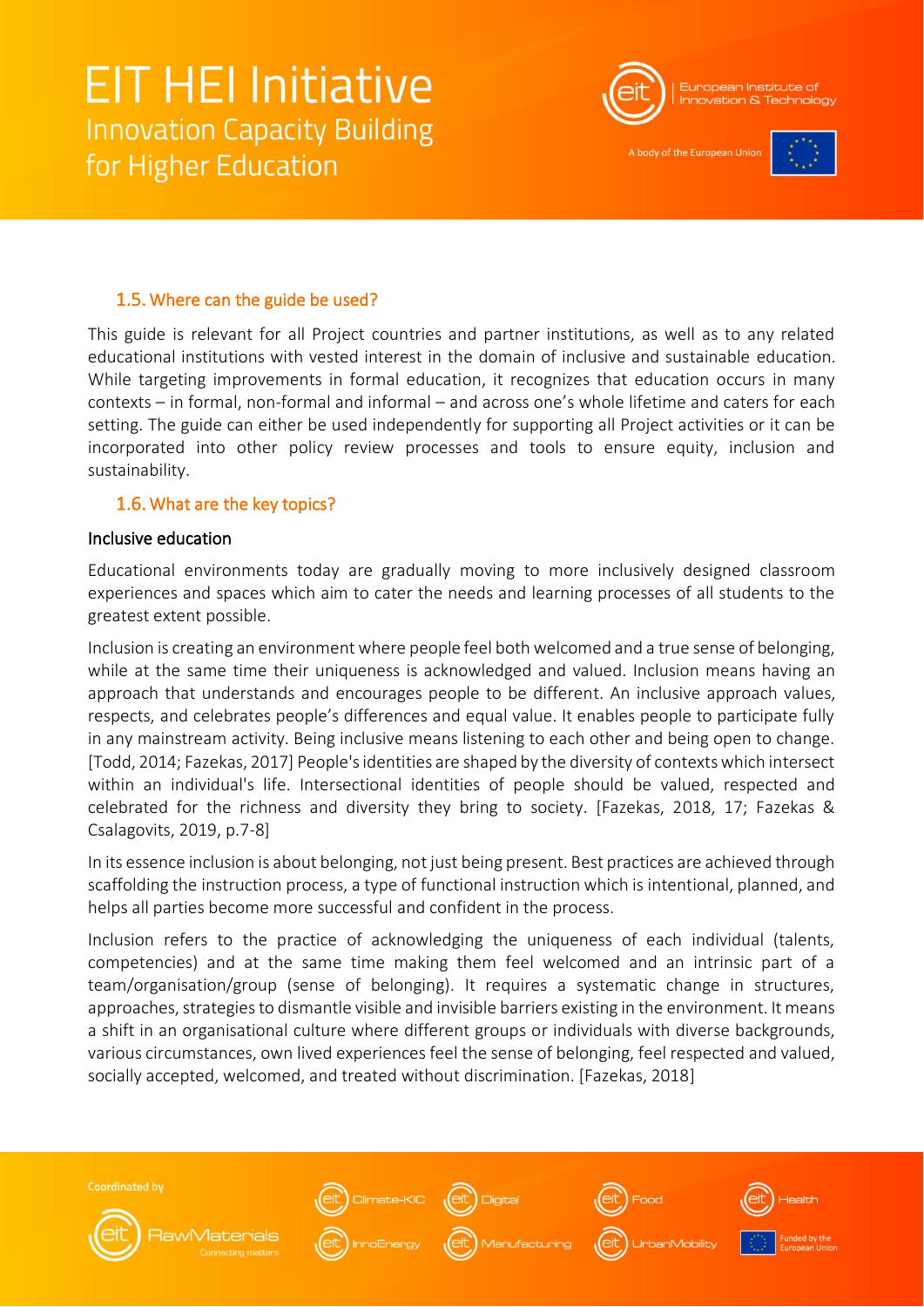## 1.5. Where can the guide be used?

This guide is relevant for all Project countries and partner institutions, as well as to any related educational institutions with vested interest in the domain of inclusive and sustainable education. While targeting improvements in formal education, it recognizes that education occurs in many contexts – in formal, non-formal and informal – and across one's whole lifetime and caters for each setting. The guide can either be used independently for supporting all Project activities or it can be incorporated into other policy review processes and tools to ensure equity, inclusion and sustainability.

## 1.6. What are the key topics?

### Inclusive education

Educational environments today are gradually moving to more inclusively designed classroom experiences and spaces which aim to cater the needs and learning processes of all students to the greatest extent possible.

Inclusion is creating an environment where people feel both welcomed and a true sense of belonging, while at the same time their uniqueness is acknowledged and valued. Inclusion means having an approach that understands and encourages people to be different. An inclusive approach values, respects, and celebrates people's differences and equal value. It enables people to participate fully in any mainstream activity. Being inclusive means listening to each other and being open to change. [Todd, 2014; Fazekas, 2017] People's identities are shaped by the diversity of contexts which intersect within an individual's life. Intersectional identities of people should be valued, respected and celebrated for the richness and diversity they bring to society. [Fazekas, 2018, 17; Fazekas & Csalagovits, 2019, p.7-8]

In its essence inclusion is about belonging, not just being present. Best practices are achieved through scaffolding the instruction process, a type of functional instruction which is intentional, planned, and helps all parties become more successful and confident in the process.

Inclusion refers to the practice of acknowledging the uniqueness of each individual (talents, competencies) and at the same time making them feel welcomed and an intrinsic part of a team/organisation/group (sense of belonging). It requires a systematic change in structures, approaches, strategies to dismantle visible and invisible barriers existing in the environment. It means a shift in an organisational culture where different groups or individuals with diverse backgrounds, various circumstances, own lived experiences feel the sense of belonging, feel respected and valued, socially accepted, welcomed, and treated without discrimination. [Fazekas, 2018]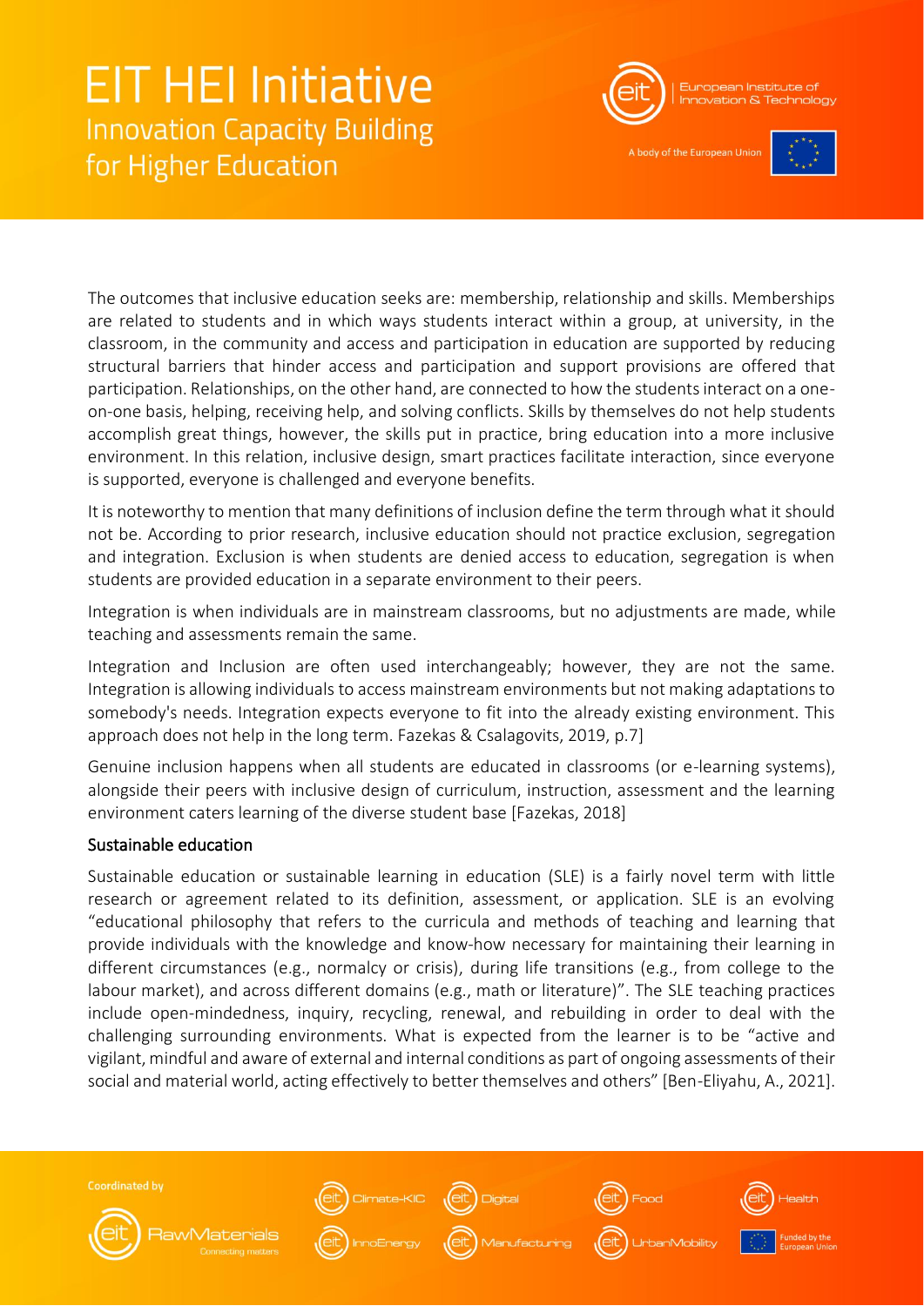The outcomes that inclusive education seeks are: membership, relationship and skills. Memberships are related to students and in which ways students interact within a group, at university, in the classroom, in the community and access and participation in education are supported by reducing structural barriers that hinder access and participation and support provisions are offered that participation. Relationships, on the other hand, are connected to how the students interact on a one-on-one basis, helping, receiving help, and solving conflicts. Skills by themselves do not help students accomplish great things, however, the skills put in practice, bring education into a more inclusive environment. In this relation, inclusive design, smart practices facilitate interaction, since everyone is supported, everyone is challenged and everyone benefits.

It is noteworthy to mention that many definitions of inclusion define the term through what it should not be. According to prior research, inclusive education should not practice exclusion, segregation and integration. Exclusion is when students are denied access to education, segregation is when students are provided education in a separate environment to their peers.

Integration is when individuals are in mainstream classrooms, but no adjustments are made, while teaching and assessments remain the same.

Integration and Inclusion are often used interchangeably; however, they are not the same. Integration is allowing individuals to access mainstream environments but not making adaptations to somebody's needs. Integration expects everyone to fit into the already existing environment. This approach does not help in the long term. Fazekas & Csalagovits, 2019, p.7]

Genuine inclusion happens when all students are educated in classrooms (or e-learning systems), alongside their peers with inclusive design of curriculum, instruction, assessment and the learning environment caters learning of the diverse student base [Fazekas, 2018]

## Sustainable education

Sustainable education or sustainable learning in education (SLE) is a fairly novel term with little research or agreement related to its definition, assessment, or application. SLE is an evolving "educational philosophy that refers to the curricula and methods of teaching and learning that provide individuals with the knowledge and know-how necessary for maintaining their learning in different circumstances (e.g., normalcy or crisis), during life transitions (e.g., from college to the labour market), and across different domains (e.g., math or literature)". The SLE teaching practices include open-mindedness, inquiry, recycling, renewal, and rebuilding in order to deal with the challenging surrounding environments. What is expected from the learner is to be "active and vigilant, mindful and aware of external and internal conditions as part of ongoing assessments of their social and material world, acting effectively to better themselves and others" [Ben-Eliyahu, A., 2021].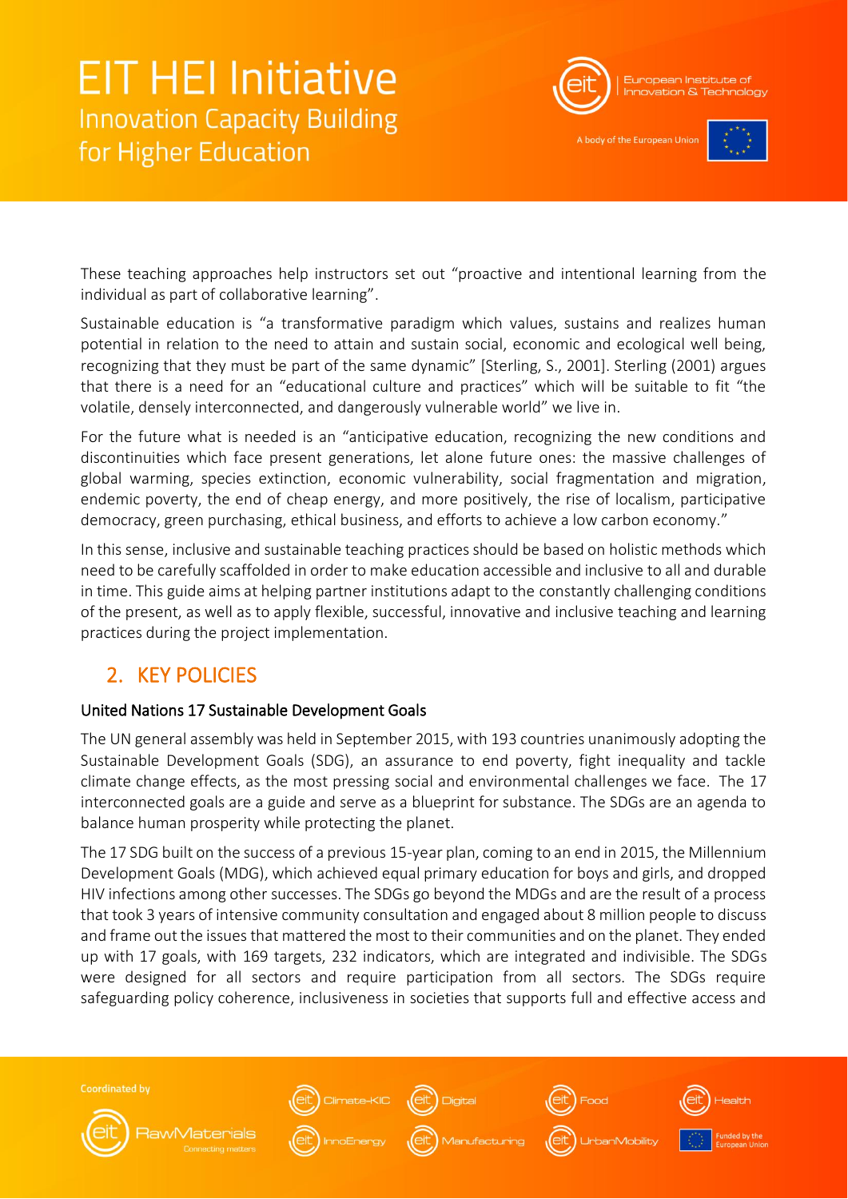These teaching approaches help instructors set out "proactive and intentional learning from the individual as part of collaborative learning".

Sustainable education is "a transformative paradigm which values, sustains and realizes human potential in relation to the need to attain and sustain social, economic and ecological well being, recognizing that they must be part of the same dynamic" [Sterling, S., 2001]. Sterling (2001) argues that there is a need for an "educational culture and practices" which will be suitable to fit "the volatile, densely interconnected, and dangerously vulnerable world" we live in.

For the future what is needed is an "anticipative education, recognizing the new conditions and discontinuities which face present generations, let alone future ones: the massive challenges of global warming, species extinction, economic vulnerability, social fragmentation and migration, endemic poverty, the end of cheap energy, and more positively, the rise of localism, participative democracy, green purchasing, ethical business, and efforts to achieve a low carbon economy."

In this sense, inclusive and sustainable teaching practices should be based on holistic methods which need to be carefully scaffolded in order to make education accessible and inclusive to all and durable in time. This guide aims at helping partner institutions adapt to the constantly challenging conditions of the present, as well as to apply flexible, successful, innovative and inclusive teaching and learning practices during the project implementation.

## 2. KEY POLICIES

### United Nations 17 Sustainable Development Goals

The UN general assembly was held in September 2015, with 193 countries unanimously adopting the Sustainable Development Goals (SDG), an assurance to end poverty, fight inequality and tackle climate change effects, as the most pressing social and environmental challenges we face. The 17 interconnected goals are a guide and serve as a blueprint for substance. The SDGs are an agenda to balance human prosperity while protecting the planet.

The 17 SDG built on the success of a previous 15-year plan, coming to an end in 2015, the Millennium Development Goals (MDG), which achieved equal primary education for boys and girls, and dropped HIV infections among other successes. The SDGs go beyond the MDGs and are the result of a process that took 3 years of intensive community consultation and engaged about 8 million people to discuss and frame out the issues that mattered the most to their communities and on the planet. They ended up with 17 goals, with 169 targets, 232 indicators, which are integrated and indivisible. The SDGs were designed for all sectors and require participation from all sectors. The SDGs require safeguarding policy coherence, inclusiveness in societies that supports full and effective access and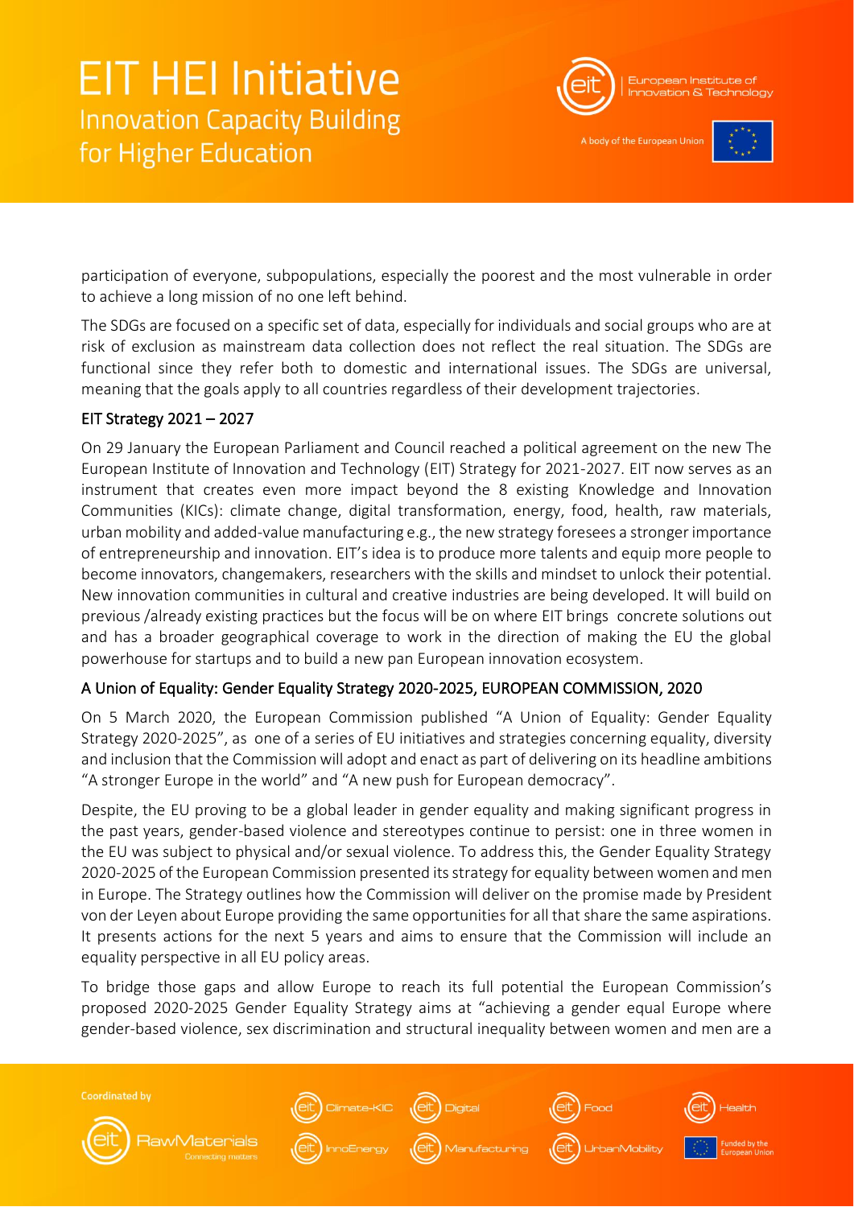participation of everyone, subpopulations, especially the poorest and the most vulnerable in order to achieve a long mission of no one left behind.

The SDGs are focused on a specific set of data, especially for individuals and social groups who are at risk of exclusion as mainstream data collection does not reflect the real situation. The SDGs are functional since they refer both to domestic and international issues. The SDGs are universal, meaning that the goals apply to all countries regardless of their development trajectories.

### EIT Strategy 2021 – 2027

On 29 January the European Parliament and Council reached a political agreement on the new The European Institute of Innovation and Technology (EIT) Strategy for 2021-2027. EIT now serves as an instrument that creates even more impact beyond the 8 existing Knowledge and Innovation Communities (KICs): climate change, digital transformation, energy, food, health, raw materials, urban mobility and added-value manufacturing e.g., the new strategy foresees a stronger importance of entrepreneurship and innovation. EIT's idea is to produce more talents and equip more people to become innovators, changemakers, researchers with the skills and mindset to unlock their potential. New innovation communities in cultural and creative industries are being developed. It will build on previous /already existing practices but the focus will be on where EIT brings concrete solutions out and has a broader geographical coverage to work in the direction of making the EU the global powerhouse for startups and to build a new pan European innovation ecosystem.

### A Union of Equality: Gender Equality Strategy 2020-2025, EUROPEAN COMMISSION, 2020

On 5 March 2020, the European Commission published "A Union of Equality: Gender Equality Strategy 2020-2025", as one of a series of EU initiatives and strategies concerning equality, diversity and inclusion that the Commission will adopt and enact as part of delivering on its headline ambitions "A stronger Europe in the world" and "A new push for European democracy".

Despite, the EU proving to be a global leader in gender equality and making significant progress in the past years, gender-based violence and stereotypes continue to persist: one in three women in the EU was subject to physical and/or sexual violence. To address this, the Gender Equality Strategy 2020-2025 of the European Commission presented its strategy for equality between women and men in Europe. The Strategy outlines how the Commission will deliver on the promise made by President von der Leyen about Europe providing the same opportunities for all that share the same aspirations. It presents actions for the next 5 years and aims to ensure that the Commission will include an equality perspective in all EU policy areas.

To bridge those gaps and allow Europe to reach its full potential the European Commission's proposed 2020-2025 Gender Equality Strategy aims at "achieving a gender equal Europe where gender-based violence, sex discrimination and structural inequality between women and men are a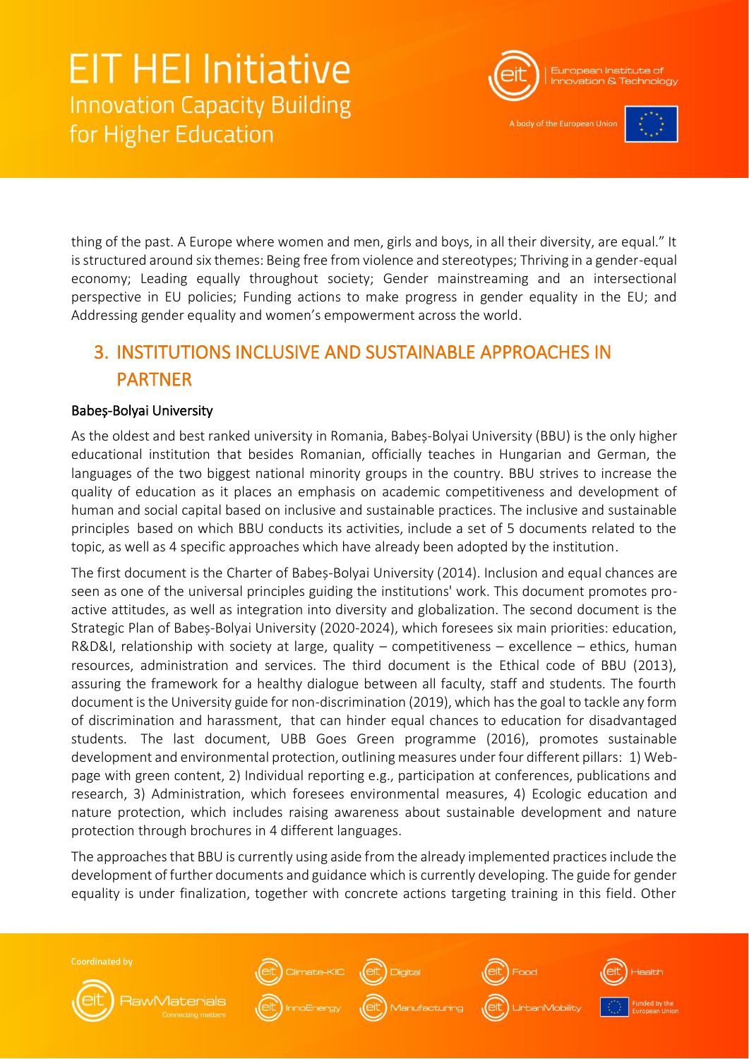thing of the past. A Europe where women and men, girls and boys, in all their diversity, are equal." It is structured around six themes: Being free from violence and stereotypes; Thriving in a gender-equal economy; Leading equally throughout society; Gender mainstreaming and an intersectional perspective in EU policies; Funding actions to make progress in gender equality in the EU; and Addressing gender equality and women's empowerment across the world.

## 3. INSTITUTIONS INCLUSIVE AND SUSTAINABLE APPROACHES IN PARTNER

### Babeș-Bolyai University

As the oldest and best ranked university in Romania, Babeș-Bolyai University (BBU) is the only higher educational institution that besides Romanian, officially teaches in Hungarian and German, the languages of the two biggest national minority groups in the country. BBU strives to increase the quality of education as it places an emphasis on academic competitiveness and development of human and social capital based on inclusive and sustainable practices. The inclusive and sustainable principles based on which BBU conducts its activities, include a set of 5 documents related to the topic, as well as 4 specific approaches which have already been adopted by the institution.

The first document is the Charter of Babeș-Bolyai University (2014). Inclusion and equal chances are seen as one of the universal principles guiding the institutions' work. This document promotes pro-active attitudes, as well as integration into diversity and globalization. The second document is the Strategic Plan of Babeș-Bolyai University (2020-2024), which foresees six main priorities: education, R&D&I, relationship with society at large, quality – competitiveness – excellence – ethics, human resources, administration and services. The third document is the Ethical code of BBU (2013), assuring the framework for a healthy dialogue between all faculty, staff and students. The fourth document is the University guide for non-discrimination (2019), which has the goal to tackle any form of discrimination and harassment, that can hinder equal chances to education for disadvantaged students. The last document, UBB Goes Green programme (2016), promotes sustainable development and environmental protection, outlining measures under four different pillars: 1) Web-page with green content, 2) Individual reporting e.g., participation at conferences, publications and research, 3) Administration, which foresees environmental measures, 4) Ecologic education and nature protection, which includes raising awareness about sustainable development and nature protection through brochures in 4 different languages.

The approaches that BBU is currently using aside from the already implemented practices include the development of further documents and guidance which is currently developing. The guide for gender equality is under finalization, together with concrete actions targeting training in this field. Other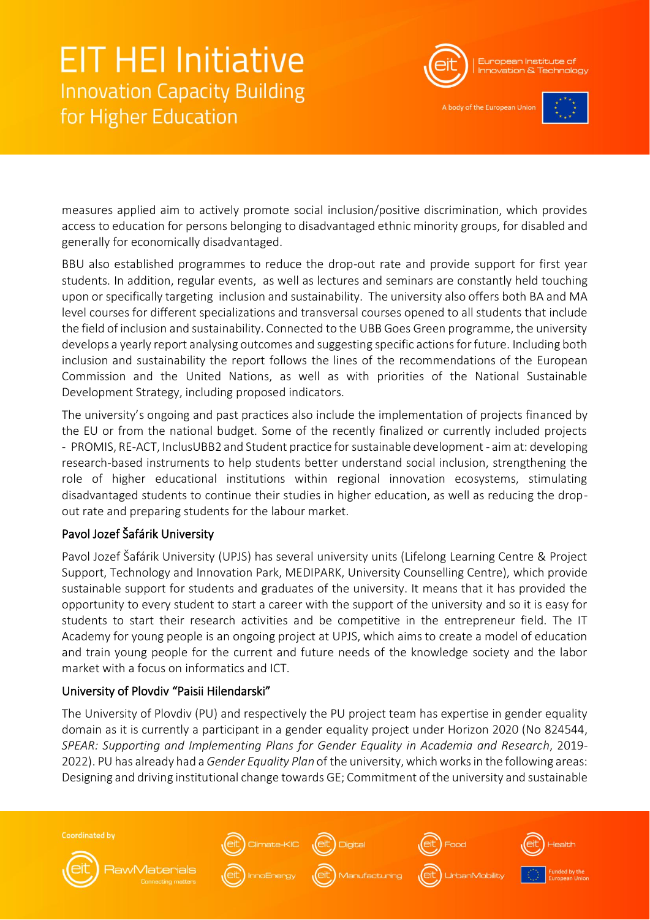measures applied aim to actively promote social inclusion/positive discrimination, which provides access to education for persons belonging to disadvantaged ethnic minority groups, for disabled and generally for economically disadvantaged.

BBU also established programmes to reduce the drop-out rate and provide support for first year students. In addition, regular events, as well as lectures and seminars are constantly held touching upon or specifically targeting inclusion and sustainability. The university also offers both BA and MA level courses for different specializations and transversal courses opened to all students that include the field of inclusion and sustainability. Connected to the UBB Goes Green programme, the university develops a yearly report analysing outcomes and suggesting specific actions for future. Including both inclusion and sustainability the report follows the lines of the recommendations of the European Commission and the United Nations, as well as with priorities of the National Sustainable Development Strategy, including proposed indicators.

The university's ongoing and past practices also include the implementation of projects financed by the EU or from the national budget. Some of the recently finalized or currently included projects - PROMIS, RE-ACT, InclusUBB2 and Student practice for sustainable development - aim at: developing research-based instruments to help students better understand social inclusion, strengthening the role of higher educational institutions within regional innovation ecosystems, stimulating disadvantaged students to continue their studies in higher education, as well as reducing the drop-out rate and preparing students for the labour market.

### Pavol Jozef Šafárik University

Pavol Jozef Šafárik University (UPJS) has several university units (Lifelong Learning Centre & Project Support, Technology and Innovation Park, MEDIPARK, University Counselling Centre), which provide sustainable support for students and graduates of the university. It means that it has provided the opportunity to every student to start a career with the support of the university and so it is easy for students to start their research activities and be competitive in the entrepreneur field. The IT Academy for young people is an ongoing project at UPJS, which aims to create a model of education and train young people for the current and future needs of the knowledge society and the labor market with a focus on informatics and ICT.

### University of Plovdiv "Paisii Hilendarski"

The University of Plovdiv (PU) and respectively the PU project team has expertise in gender equality domain as it is currently a participant in a gender equality project under Horizon 2020 (No 824544, *SPEAR: Supporting and Implementing Plans for Gender Equality in Academia and Research*, 2019-2022). PU has already had a *Gender Equality Plan* of the university, which works in the following areas: Designing and driving institutional change towards GE; Commitment of the university and sustainable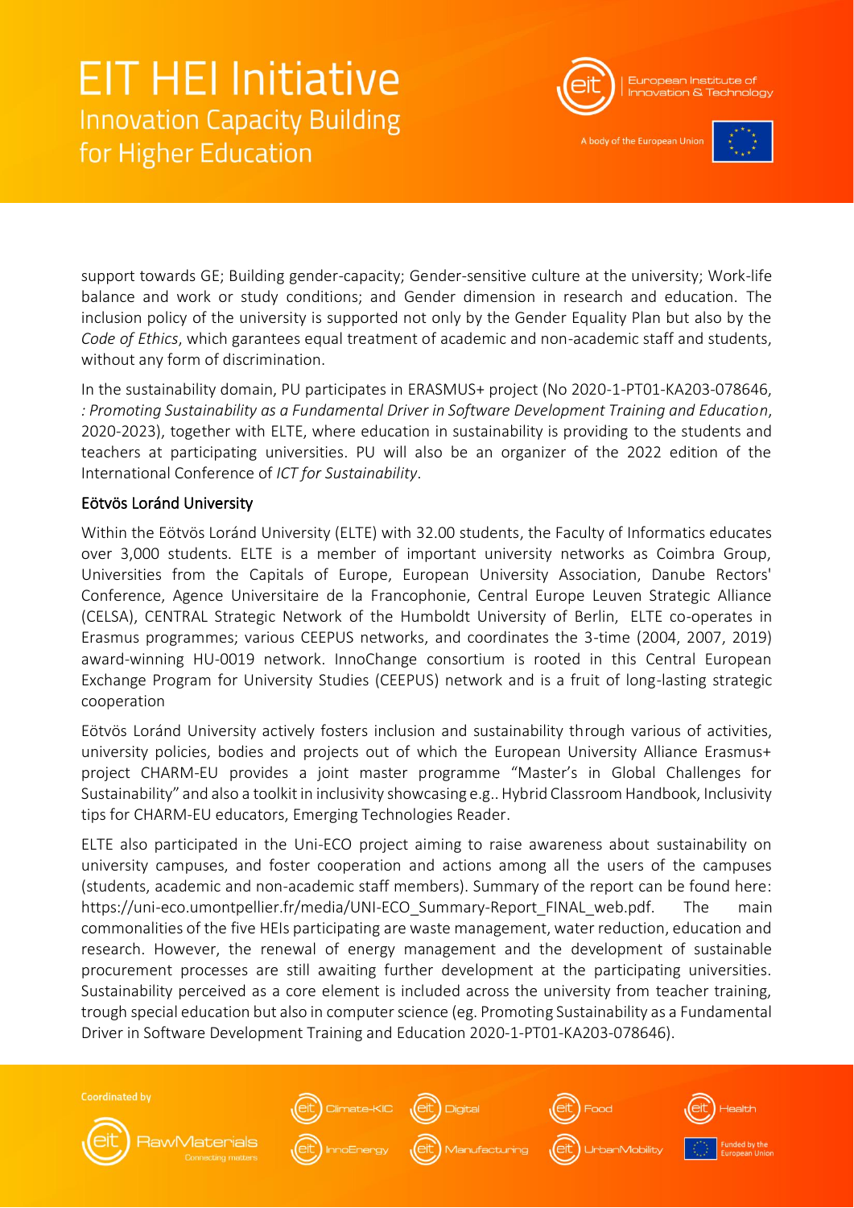support towards GE; Building gender-capacity; Gender-sensitive culture at the university; Work-life balance and work or study conditions; and Gender dimension in research and education. The inclusion policy of the university is supported not only by the Gender Equality Plan but also by the *Code of Ethics*, which garantees equal treatment of academic and non-academic staff and students, without any form of discrimination.

In the sustainability domain, PU participates in ERASMUS+ project (No 2020-1-PT01-KA203-078646, *: Promoting Sustainability as a Fundamental Driver in Software Development Training and Education*, 2020-2023), together with ELTE, where education in sustainability is providing to the students and teachers at participating universities. PU will also be an organizer of the 2022 edition of the International Conference of *ICT for Sustainability*.

### Eötvös Loránd University

Within the Eötvös Loránd University (ELTE) with 32.00 students, the Faculty of Informatics educates over 3,000 students. ELTE is a member of important university networks as Coimbra Group, Universities from the Capitals of Europe, European University Association, Danube Rectors' Conference, Agence Universitaire de la Francophonie, Central Europe Leuven Strategic Alliance (CELSA), CENTRAL Strategic Network of the Humboldt University of Berlin, ELTE co-operates in Erasmus programmes; various CEEPUS networks, and coordinates the 3-time (2004, 2007, 2019) award-winning HU-0019 network. InnoChange consortium is rooted in this Central European Exchange Program for University Studies (CEEPUS) network and is a fruit of long-lasting strategic cooperation

Eötvös Loránd University actively fosters inclusion and sustainability through various of activities, university policies, bodies and projects out of which the European University Alliance Erasmus+ project CHARM-EU provides a joint master programme "Master's in Global Challenges for Sustainability" and also a toolkit in inclusivity showcasing e.g.. Hybrid Classroom Handbook, Inclusivity tips for CHARM-EU educators, Emerging Technologies Reader.

ELTE also participated in the Uni-ECO project aiming to raise awareness about sustainability on university campuses, and foster cooperation and actions among all the users of the campuses (students, academic and non-academic staff members). Summary of the report can be found here: https://uni-eco.umontpellier.fr/media/UNI-ECO_Summary-Report_FINAL_web.pdf. The main commonalities of the five HEIs participating are waste management, water reduction, education and research. However, the renewal of energy management and the development of sustainable procurement processes are still awaiting further development at the participating universities. Sustainability perceived as a core element is included across the university from teacher training, trough special education but also in computer science (eg. Promoting Sustainability as a Fundamental Driver in Software Development Training and Education 2020-1-PT01-KA203-078646).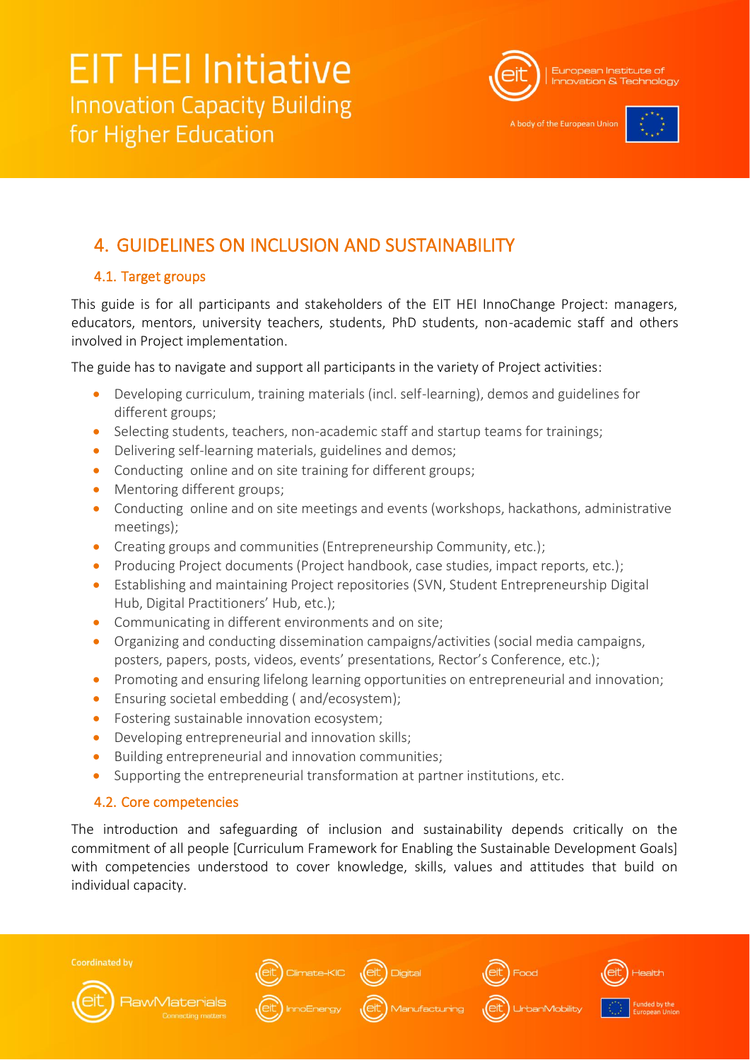## 4. GUIDELINES ON INCLUSION AND SUSTAINABILITY

### 4.1. Target groups

This guide is for all participants and stakeholders of the EIT HEI InnoChange Project: managers, educators, mentors, university teachers, students, PhD students, non-academic staff and others involved in Project implementation.

The guide has to navigate and support all participants in the variety of Project activities:

- Developing curriculum, training materials (incl. self-learning), demos and guidelines for different groups;
- Selecting students, teachers, non-academic staff and startup teams for trainings;
- Delivering self-learning materials, guidelines and demos;
- Conducting online and on site training for different groups;
- Mentoring different groups;
- Conducting online and on site meetings and events (workshops, hackathons, administrative meetings);
- Creating groups and communities (Entrepreneurship Community, etc.);
- Producing Project documents (Project handbook, case studies, impact reports, etc.);
- Establishing and maintaining Project repositories (SVN, Student Entrepreneurship Digital Hub, Digital Practitioners' Hub, etc.);
- Communicating in different environments and on site;
- Organizing and conducting dissemination campaigns/activities (social media campaigns, posters, papers, posts, videos, events' presentations, Rector's Conference, etc.);
- Promoting and ensuring lifelong learning opportunities on entrepreneurial and innovation;
- Ensuring societal embedding ( and/ecosystem);
- Fostering sustainable innovation ecosystem;
- Developing entrepreneurial and innovation skills;
- Building entrepreneurial and innovation communities;
- Supporting the entrepreneurial transformation at partner institutions, etc.

### 4.2. Core competencies

The introduction and safeguarding of inclusion and sustainability depends critically on the commitment of all people [Curriculum Framework for Enabling the Sustainable Development Goals] with competencies understood to cover knowledge, skills, values and attitudes that build on individual capacity.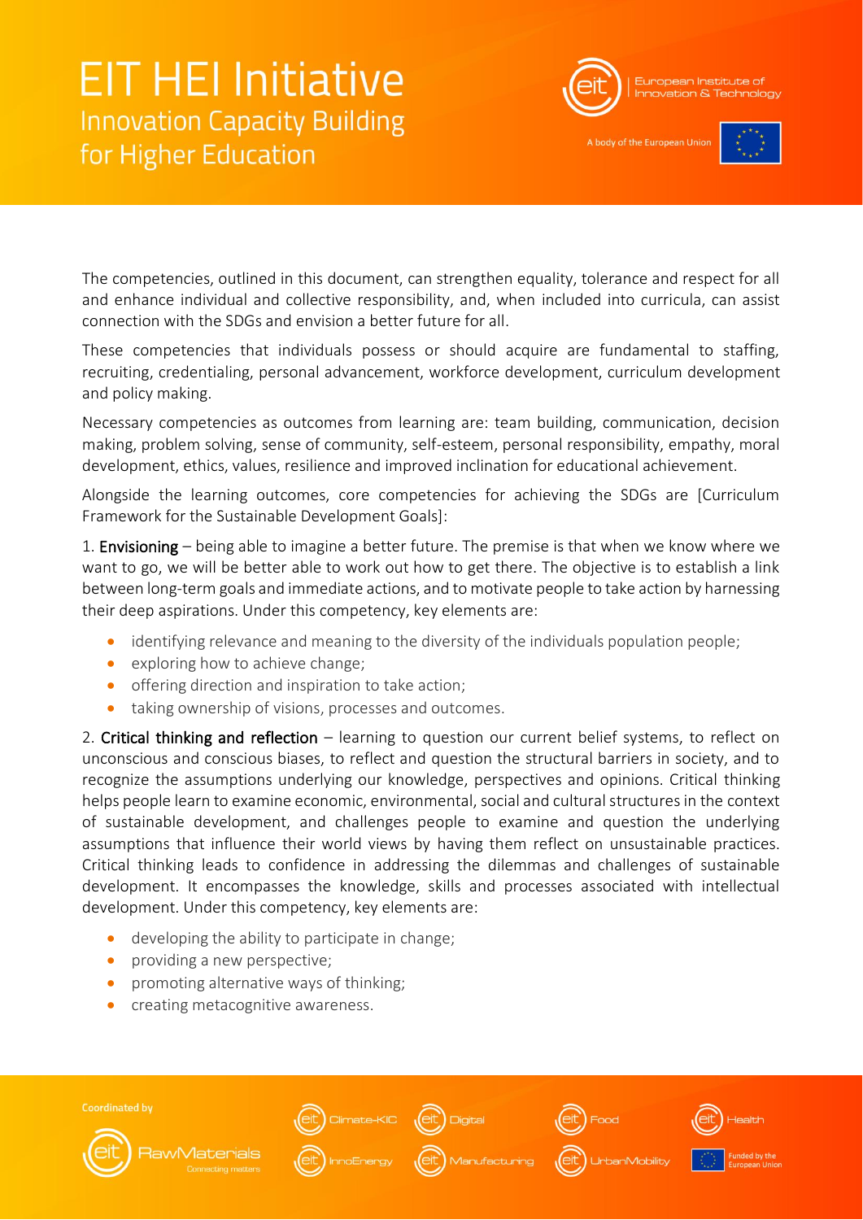The competencies, outlined in this document, can strengthen equality, tolerance and respect for all and enhance individual and collective responsibility, and, when included into curricula, can assist connection with the SDGs and envision a better future for all.

These competencies that individuals possess or should acquire are fundamental to staffing, recruiting, credentialing, personal advancement, workforce development, curriculum development and policy making.

Necessary competencies as outcomes from learning are: team building, communication, decision making, problem solving, sense of community, self-esteem, personal responsibility, empathy, moral development, ethics, values, resilience and improved inclination for educational achievement.

Alongside the learning outcomes, core competencies for achieving the SDGs are [Curriculum Framework for the Sustainable Development Goals]:

1. **Envisioning** – being able to imagine a better future. The premise is that when we know where we want to go, we will be better able to work out how to get there. The objective is to establish a link between long-term goals and immediate actions, and to motivate people to take action by harnessing their deep aspirations. Under this competency, key elements are:

- identifying relevance and meaning to the diversity of the individuals population people;
- exploring how to achieve change;
- offering direction and inspiration to take action;
- taking ownership of visions, processes and outcomes.

2. **Critical thinking and reflection** – learning to question our current belief systems, to reflect on unconscious and conscious biases, to reflect and question the structural barriers in society, and to recognize the assumptions underlying our knowledge, perspectives and opinions. Critical thinking helps people learn to examine economic, environmental, social and cultural structures in the context of sustainable development, and challenges people to examine and question the underlying assumptions that influence their world views by having them reflect on unsustainable practices. Critical thinking leads to confidence in addressing the dilemmas and challenges of sustainable development. It encompasses the knowledge, skills and processes associated with intellectual development. Under this competency, key elements are:

- developing the ability to participate in change;
- providing a new perspective;
- promoting alternative ways of thinking;
- creating metacognitive awareness.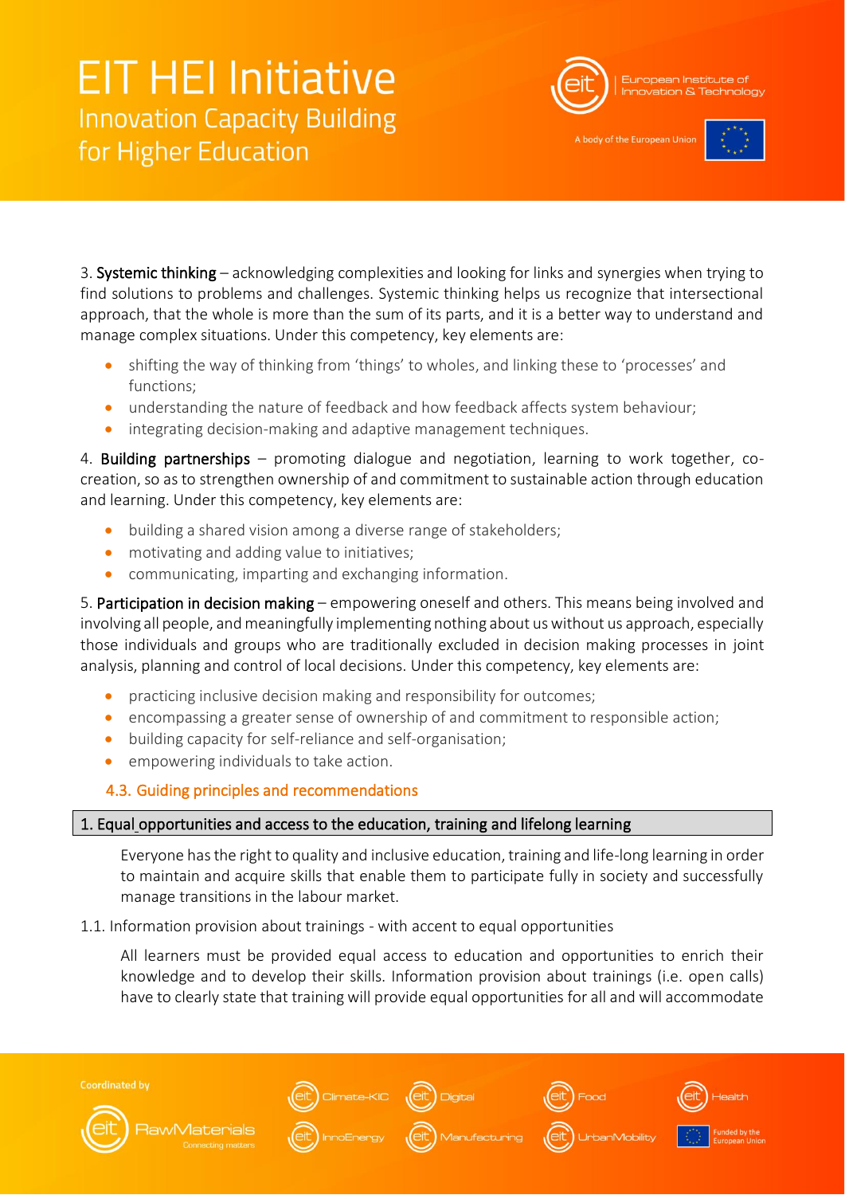3. **Systemic thinking** – acknowledging complexities and looking for links and synergies when trying to find solutions to problems and challenges. Systemic thinking helps us recognize that intersectional approach, that the whole is more than the sum of its parts, and it is a better way to understand and manage complex situations. Under this competency, key elements are:

- shifting the way of thinking from 'things' to wholes, and linking these to 'processes' and functions;
- understanding the nature of feedback and how feedback affects system behaviour;
- integrating decision-making and adaptive management techniques.

4. **Building partnerships** – promoting dialogue and negotiation, learning to work together, co-creation, so as to strengthen ownership of and commitment to sustainable action through education and learning. Under this competency, key elements are:

- building a shared vision among a diverse range of stakeholders;
- motivating and adding value to initiatives;
- communicating, imparting and exchanging information.

5. **Participation in decision making** – empowering oneself and others. This means being involved and involving all people, and meaningfully implementing nothing about us without us approach, especially those individuals and groups who are traditionally excluded in decision making processes in joint analysis, planning and control of local decisions. Under this competency, key elements are:

- practicing inclusive decision making and responsibility for outcomes;
- encompassing a greater sense of ownership of and commitment to responsible action;
- building capacity for self-reliance and self-organisation;
- empowering individuals to take action.

### 4.3. Guiding principles and recommendations

**1. Equal opportunities and access to the education, training and lifelong learning**

Everyone has the right to quality and inclusive education, training and life-long learning in order to maintain and acquire skills that enable them to participate fully in society and successfully manage transitions in the labour market.

1.1. Information provision about trainings - with accent to equal opportunities

All learners must be provided equal access to education and opportunities to enrich their knowledge and to develop their skills. Information provision about trainings (i.e. open calls) have to clearly state that training will provide equal opportunities for all and will accommodate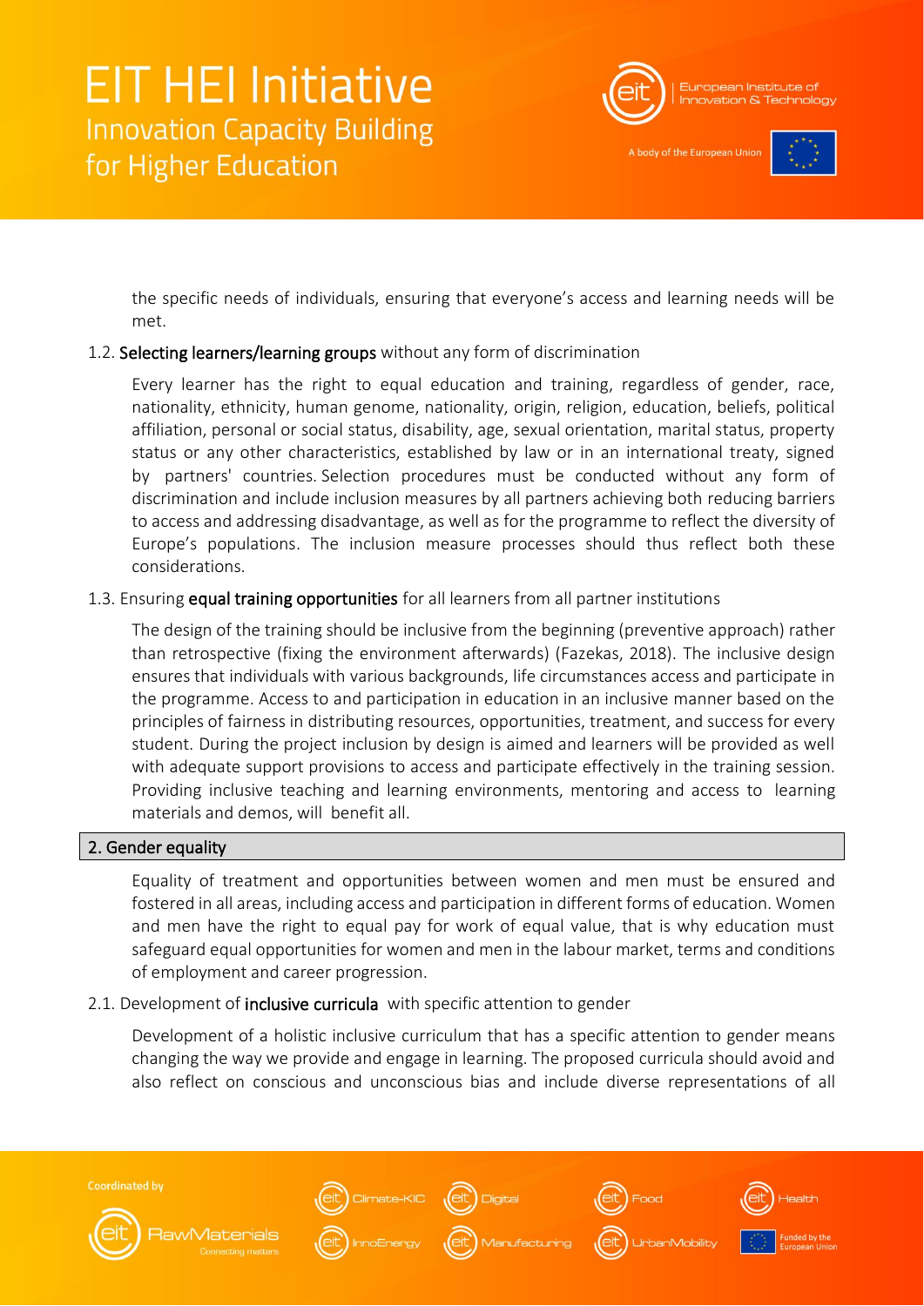the specific needs of individuals, ensuring that everyone's access and learning needs will be met.

1.2. **Selecting learners/learning groups** without any form of discrimination

Every learner has the right to equal education and training, regardless of gender, race, nationality, ethnicity, human genome, nationality, origin, religion, education, beliefs, political affiliation, personal or social status, disability, age, sexual orientation, marital status, property status or any other characteristics, established by law or in an international treaty, signed by partners' countries. Selection procedures must be conducted without any form of discrimination and include inclusion measures by all partners achieving both reducing barriers to access and addressing disadvantage, as well as for the programme to reflect the diversity of Europe's populations. The inclusion measure processes should thus reflect both these considerations.

1.3. Ensuring **equal training opportunities** for all learners from all partner institutions

The design of the training should be inclusive from the beginning (preventive approach) rather than retrospective (fixing the environment afterwards) (Fazekas, 2018). The inclusive design ensures that individuals with various backgrounds, life circumstances access and participate in the programme. Access to and participation in education in an inclusive manner based on the principles of fairness in distributing resources, opportunities, treatment, and success for every student. During the project inclusion by design is aimed and learners will be provided as well with adequate support provisions to access and participate effectively in the training session. Providing inclusive teaching and learning environments, mentoring and access to learning materials and demos, will benefit all.

## 2. Gender equality

Equality of treatment and opportunities between women and men must be ensured and fostered in all areas, including access and participation in different forms of education. Women and men have the right to equal pay for work of equal value, that is why education must safeguard equal opportunities for women and men in the labour market, terms and conditions of employment and career progression.

2.1. Development of **inclusive curricula** with specific attention to gender

Development of a holistic inclusive curriculum that has a specific attention to gender means changing the way we provide and engage in learning. The proposed curricula should avoid and also reflect on conscious and unconscious bias and include diverse representations of all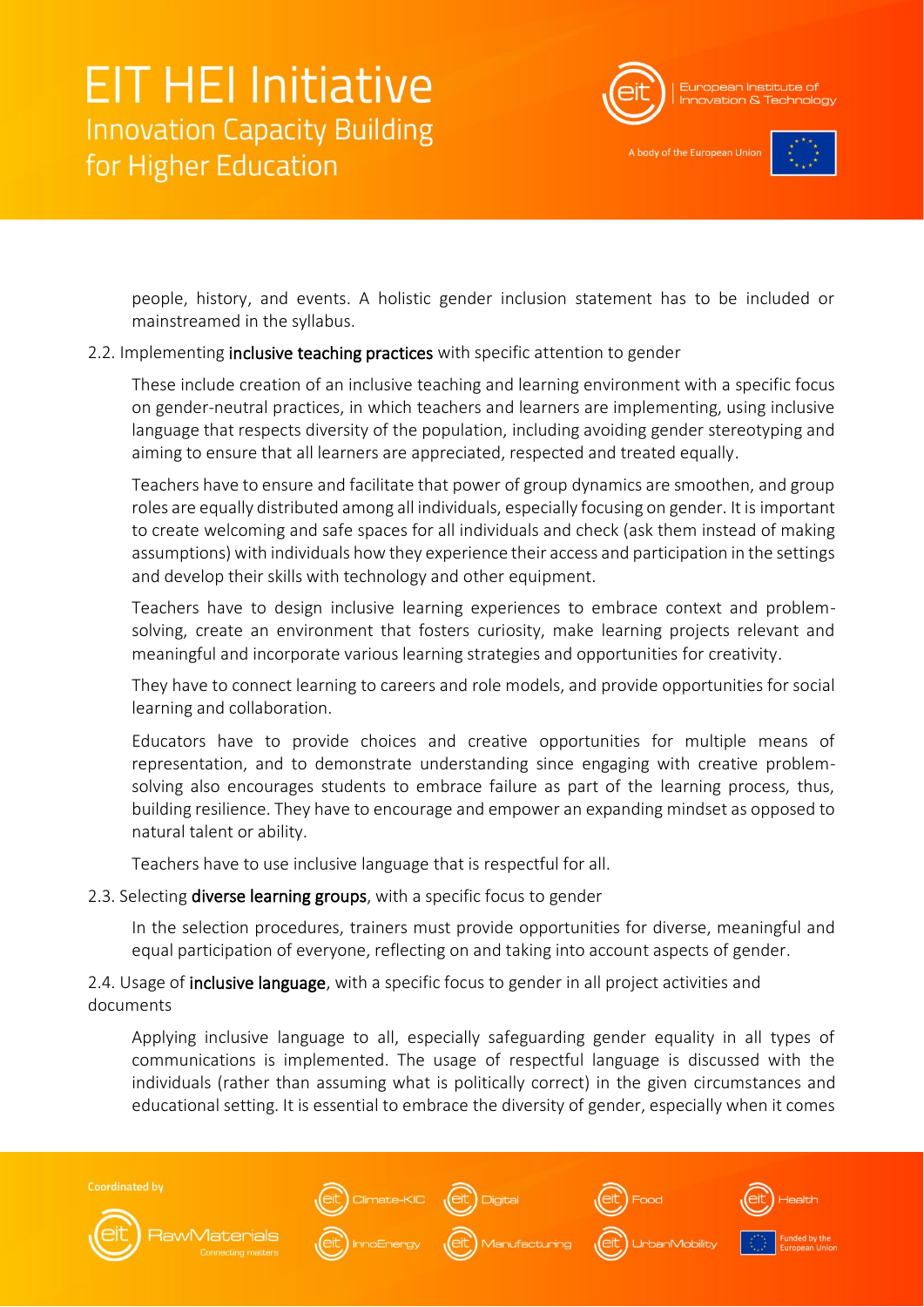people, history, and events. A holistic gender inclusion statement has to be included or mainstreamed in the syllabus.

2.2. Implementing **inclusive teaching practices** with specific attention to gender

These include creation of an inclusive teaching and learning environment with a specific focus on gender-neutral practices, in which teachers and learners are implementing, using inclusive language that respects diversity of the population, including avoiding gender stereotyping and aiming to ensure that all learners are appreciated, respected and treated equally.

Teachers have to ensure and facilitate that power of group dynamics are smoothen, and group roles are equally distributed among all individuals, especially focusing on gender. It is important to create welcoming and safe spaces for all individuals and check (ask them instead of making assumptions) with individuals how they experience their access and participation in the settings and develop their skills with technology and other equipment.

Teachers have to design inclusive learning experiences to embrace context and problem-solving, create an environment that fosters curiosity, make learning projects relevant and meaningful and incorporate various learning strategies and opportunities for creativity.

They have to connect learning to careers and role models, and provide opportunities for social learning and collaboration.

Educators have to provide choices and creative opportunities for multiple means of representation, and to demonstrate understanding since engaging with creative problem-solving also encourages students to embrace failure as part of the learning process, thus, building resilience. They have to encourage and empower an expanding mindset as opposed to natural talent or ability.

Teachers have to use inclusive language that is respectful for all.

2.3. Selecting **diverse learning groups**, with a specific focus to gender

In the selection procedures, trainers must provide opportunities for diverse, meaningful and equal participation of everyone, reflecting on and taking into account aspects of gender.

2.4. Usage of **inclusive language**, with a specific focus to gender in all project activities and documents

Applying inclusive language to all, especially safeguarding gender equality in all types of communications is implemented. The usage of respectful language is discussed with the individuals (rather than assuming what is politically correct) in the given circumstances and educational setting. It is essential to embrace the diversity of gender, especially when it comes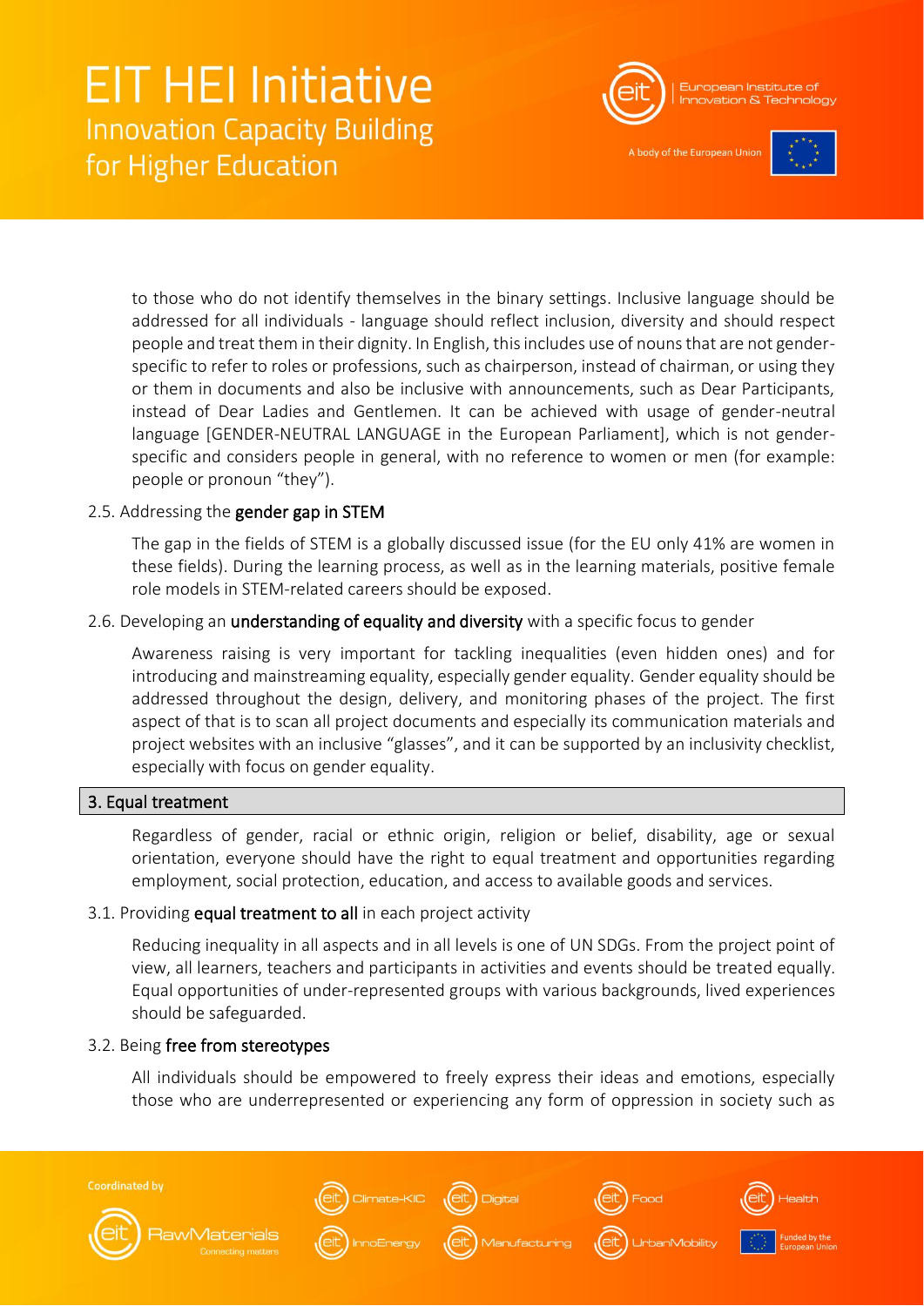to those who do not identify themselves in the binary settings. Inclusive language should be addressed for all individuals - language should reflect inclusion, diversity and should respect people and treat them in their dignity. In English, this includes use of nouns that are not gender-specific to refer to roles or professions, such as chairperson, instead of chairman, or using they or them in documents and also be inclusive with announcements, such as Dear Participants, instead of Dear Ladies and Gentlemen. It can be achieved with usage of gender-neutral language [GENDER-NEUTRAL LANGUAGE in the European Parliament], which is not gender-specific and considers people in general, with no reference to women or men (for example: people or pronoun "they").

### 2.5. Addressing the gender gap in STEM

The gap in the fields of STEM is a globally discussed issue (for the EU only 41% are women in these fields). During the learning process, as well as in the learning materials, positive female role models in STEM-related careers should be exposed.

### 2.6. Developing an understanding of equality and diversity with a specific focus to gender

Awareness raising is very important for tackling inequalities (even hidden ones) and for introducing and mainstreaming equality, especially gender equality. Gender equality should be addressed throughout the design, delivery, and monitoring phases of the project. The first aspect of that is to scan all project documents and especially its communication materials and project websites with an inclusive "glasses", and it can be supported by an inclusivity checklist, especially with focus on gender equality.

## 3. Equal treatment

Regardless of gender, racial or ethnic origin, religion or belief, disability, age or sexual orientation, everyone should have the right to equal treatment and opportunities regarding employment, social protection, education, and access to available goods and services.

### 3.1. Providing equal treatment to all in each project activity

Reducing inequality in all aspects and in all levels is one of UN SDGs. From the project point of view, all learners, teachers and participants in activities and events should be treated equally. Equal opportunities of under-represented groups with various backgrounds, lived experiences should be safeguarded.

### 3.2. Being free from stereotypes

All individuals should be empowered to freely express their ideas and emotions, especially those who are underrepresented or experiencing any form of oppression in society such as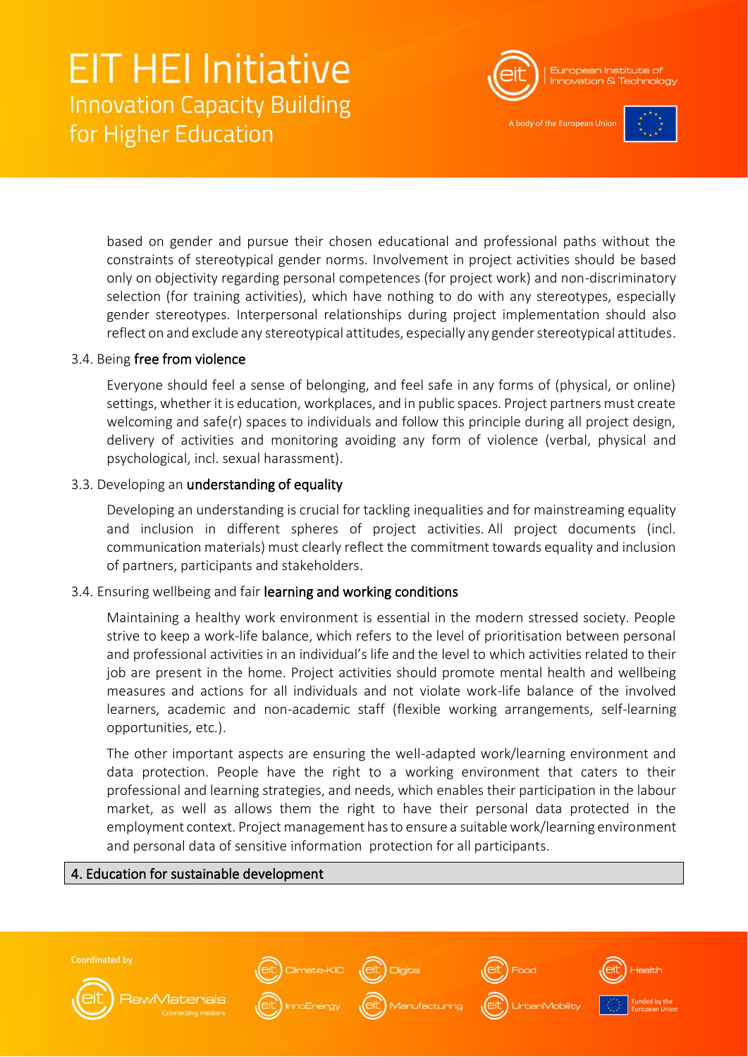based on gender and pursue their chosen educational and professional paths without the constraints of stereotypical gender norms. Involvement in project activities should be based only on objectivity regarding personal competences (for project work) and non-discriminatory selection (for training activities), which have nothing to do with any stereotypes, especially gender stereotypes. Interpersonal relationships during project implementation should also reflect on and exclude any stereotypical attitudes, especially any gender stereotypical attitudes.

3.4. Being **free from violence**

Everyone should feel a sense of belonging, and feel safe in any forms of (physical, or online) settings, whether it is education, workplaces, and in public spaces. Project partners must create welcoming and safe(r) spaces to individuals and follow this principle during all project design, delivery of activities and monitoring avoiding any form of violence (verbal, physical and psychological, incl. sexual harassment).

3.3. Developing an **understanding of equality**

Developing an understanding is crucial for tackling inequalities and for mainstreaming equality and inclusion in different spheres of project activities. All project documents (incl. communication materials) must clearly reflect the commitment towards equality and inclusion of partners, participants and stakeholders.

3.4. Ensuring wellbeing and fair **learning and working conditions**

Maintaining a healthy work environment is essential in the modern stressed society. People strive to keep a work-life balance, which refers to the level of prioritisation between personal and professional activities in an individual's life and the level to which activities related to their job are present in the home. Project activities should promote mental health and wellbeing measures and actions for all individuals and not violate work-life balance of the involved learners, academic and non-academic staff (flexible working arrangements, self-learning opportunities, etc.).

The other important aspects are ensuring the well-adapted work/learning environment and data protection. People have the right to a working environment that caters to their professional and learning strategies, and needs, which enables their participation in the labour market, as well as allows them the right to have their personal data protected in the employment context. Project management has to ensure a suitable work/learning environment and personal data of sensitive information protection for all participants.

## 4. Education for sustainable development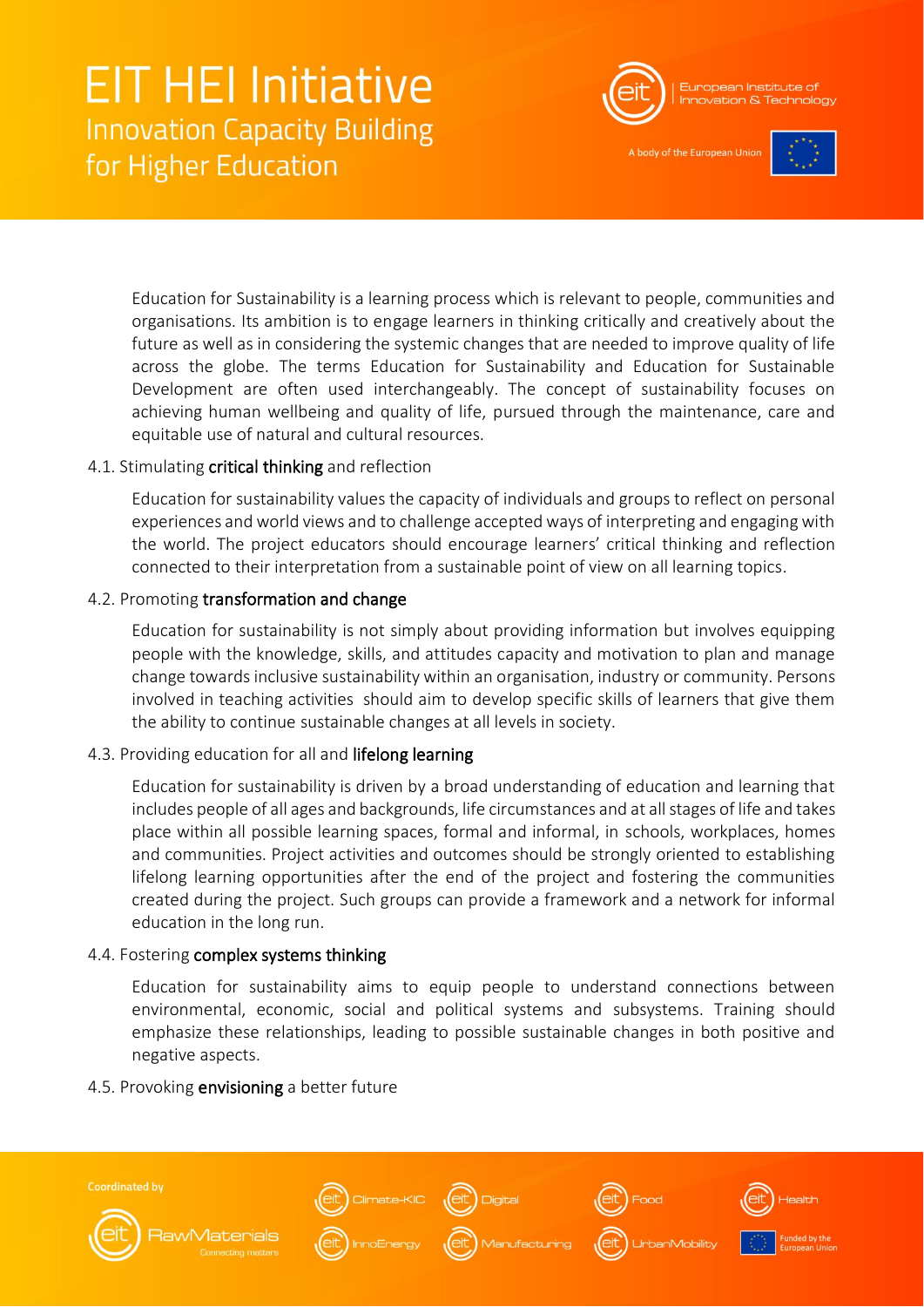Education for Sustainability is a learning process which is relevant to people, communities and organisations. Its ambition is to engage learners in thinking critically and creatively about the future as well as in considering the systemic changes that are needed to improve quality of life across the globe. The terms Education for Sustainability and Education for Sustainable Development are often used interchangeably. The concept of sustainability focuses on achieving human wellbeing and quality of life, pursued through the maintenance, care and equitable use of natural and cultural resources.

### 4.1. Stimulating **critical thinking** and reflection

Education for sustainability values the capacity of individuals and groups to reflect on personal experiences and world views and to challenge accepted ways of interpreting and engaging with the world. The project educators should encourage learners' critical thinking and reflection connected to their interpretation from a sustainable point of view on all learning topics.

### 4.2. Promoting **transformation and change**

Education for sustainability is not simply about providing information but involves equipping people with the knowledge, skills, and attitudes capacity and motivation to plan and manage change towards inclusive sustainability within an organisation, industry or community. Persons involved in teaching activities should aim to develop specific skills of learners that give them the ability to continue sustainable changes at all levels in society.

### 4.3. Providing education for all and **lifelong learning**

Education for sustainability is driven by a broad understanding of education and learning that includes people of all ages and backgrounds, life circumstances and at all stages of life and takes place within all possible learning spaces, formal and informal, in schools, workplaces, homes and communities. Project activities and outcomes should be strongly oriented to establishing lifelong learning opportunities after the end of the project and fostering the communities created during the project. Such groups can provide a framework and a network for informal education in the long run.

### 4.4. Fostering **complex systems thinking**

Education for sustainability aims to equip people to understand connections between environmental, economic, social and political systems and subsystems. Training should emphasize these relationships, leading to possible sustainable changes in both positive and negative aspects.

### 4.5. Provoking **envisioning** a better future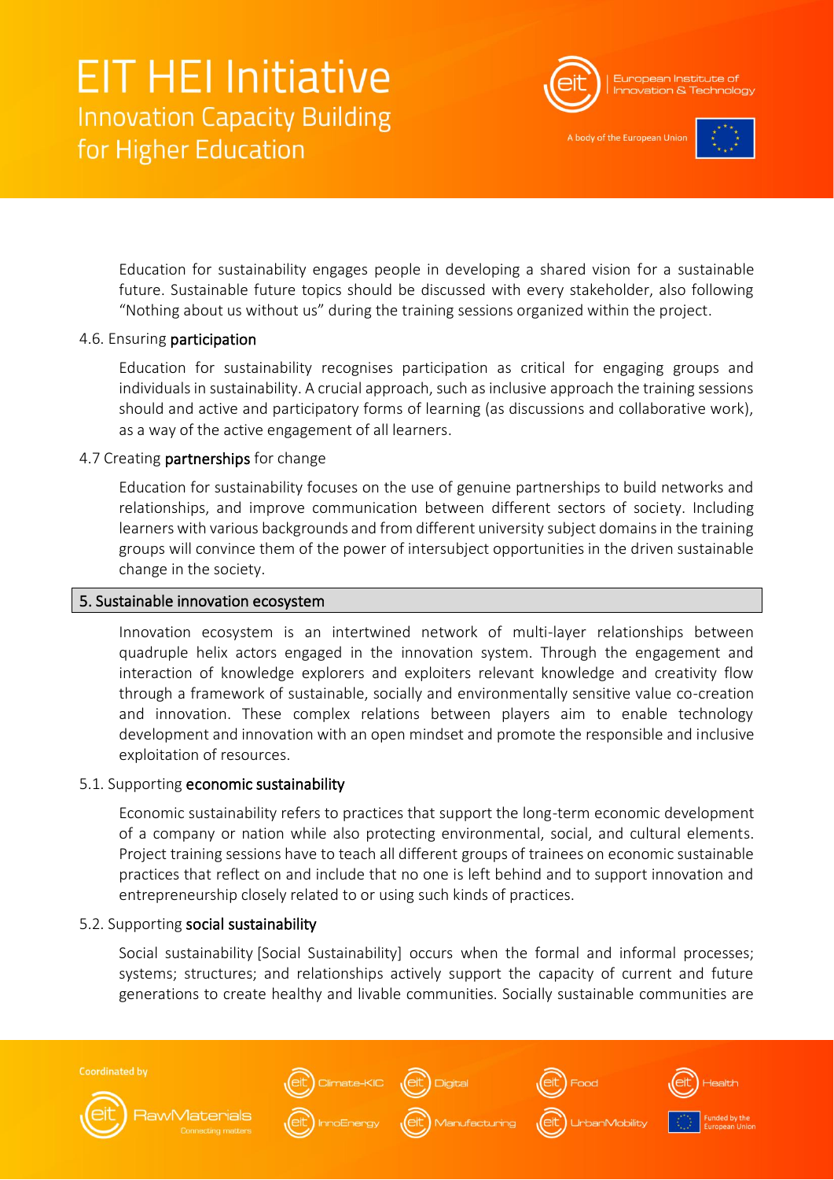Education for sustainability engages people in developing a shared vision for a sustainable future. Sustainable future topics should be discussed with every stakeholder, also following "Nothing about us without us" during the training sessions organized within the project.

### 4.6. Ensuring **participation**

Education for sustainability recognises participation as critical for engaging groups and individuals in sustainability. A crucial approach, such as inclusive approach the training sessions should and active and participatory forms of learning (as discussions and collaborative work), as a way of the active engagement of all learners.

### 4.7 Creating **partnerships** for change

Education for sustainability focuses on the use of genuine partnerships to build networks and relationships, and improve communication between different sectors of society. Including learners with various backgrounds and from different university subject domains in the training groups will convince them of the power of intersubject opportunities in the driven sustainable change in the society.

## 5. Sustainable innovation ecosystem

Innovation ecosystem is an intertwined network of multi-layer relationships between quadruple helix actors engaged in the innovation system. Through the engagement and interaction of knowledge explorers and exploiters relevant knowledge and creativity flow through a framework of sustainable, socially and environmentally sensitive value co-creation and innovation. These complex relations between players aim to enable technology development and innovation with an open mindset and promote the responsible and inclusive exploitation of resources.

### 5.1. Supporting **economic sustainability**

Economic sustainability refers to practices that support the long-term economic development of a company or nation while also protecting environmental, social, and cultural elements. Project training sessions have to teach all different groups of trainees on economic sustainable practices that reflect on and include that no one is left behind and to support innovation and entrepreneurship closely related to or using such kinds of practices.

### 5.2. Supporting **social sustainability**

Social sustainability [Social Sustainability] occurs when the formal and informal processes; systems; structures; and relationships actively support the capacity of current and future generations to create healthy and livable communities. Socially sustainable communities are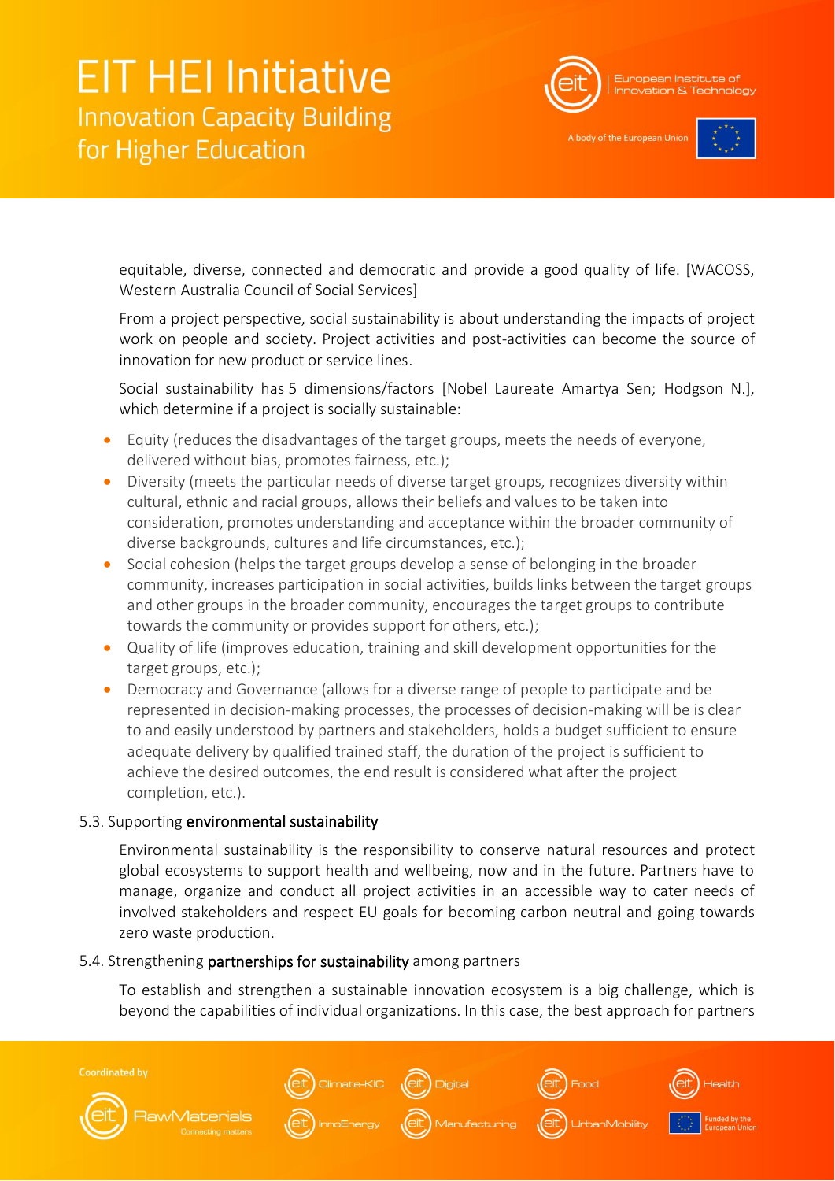equitable, diverse, connected and democratic and provide a good quality of life. [WACOSS, Western Australia Council of Social Services]

From a project perspective, social sustainability is about understanding the impacts of project work on people and society. Project activities and post-activities can become the source of innovation for new product or service lines.

Social sustainability has 5 dimensions/factors [Nobel Laureate Amartya Sen; Hodgson N.], which determine if a project is socially sustainable:

- Equity (reduces the disadvantages of the target groups, meets the needs of everyone, delivered without bias, promotes fairness, etc.);
- Diversity (meets the particular needs of diverse target groups, recognizes diversity within cultural, ethnic and racial groups, allows their beliefs and values to be taken into consideration, promotes understanding and acceptance within the broader community of diverse backgrounds, cultures and life circumstances, etc.);
- Social cohesion (helps the target groups develop a sense of belonging in the broader community, increases participation in social activities, builds links between the target groups and other groups in the broader community, encourages the target groups to contribute towards the community or provides support for others, etc.);
- Quality of life (improves education, training and skill development opportunities for the target groups, etc.);
- Democracy and Governance (allows for a diverse range of people to participate and be represented in decision-making processes, the processes of decision-making will be is clear to and easily understood by partners and stakeholders, holds a budget sufficient to ensure adequate delivery by qualified trained staff, the duration of the project is sufficient to achieve the desired outcomes, the end result is considered what after the project completion, etc.).

### 5.3. Supporting **environmental sustainability**

Environmental sustainability is the responsibility to conserve natural resources and protect global ecosystems to support health and wellbeing, now and in the future. Partners have to manage, organize and conduct all project activities in an accessible way to cater needs of involved stakeholders and respect EU goals for becoming carbon neutral and going towards zero waste production.

### 5.4. Strengthening **partnerships for sustainability** among partners

To establish and strengthen a sustainable innovation ecosystem is a big challenge, which is beyond the capabilities of individual organizations. In this case, the best approach for partners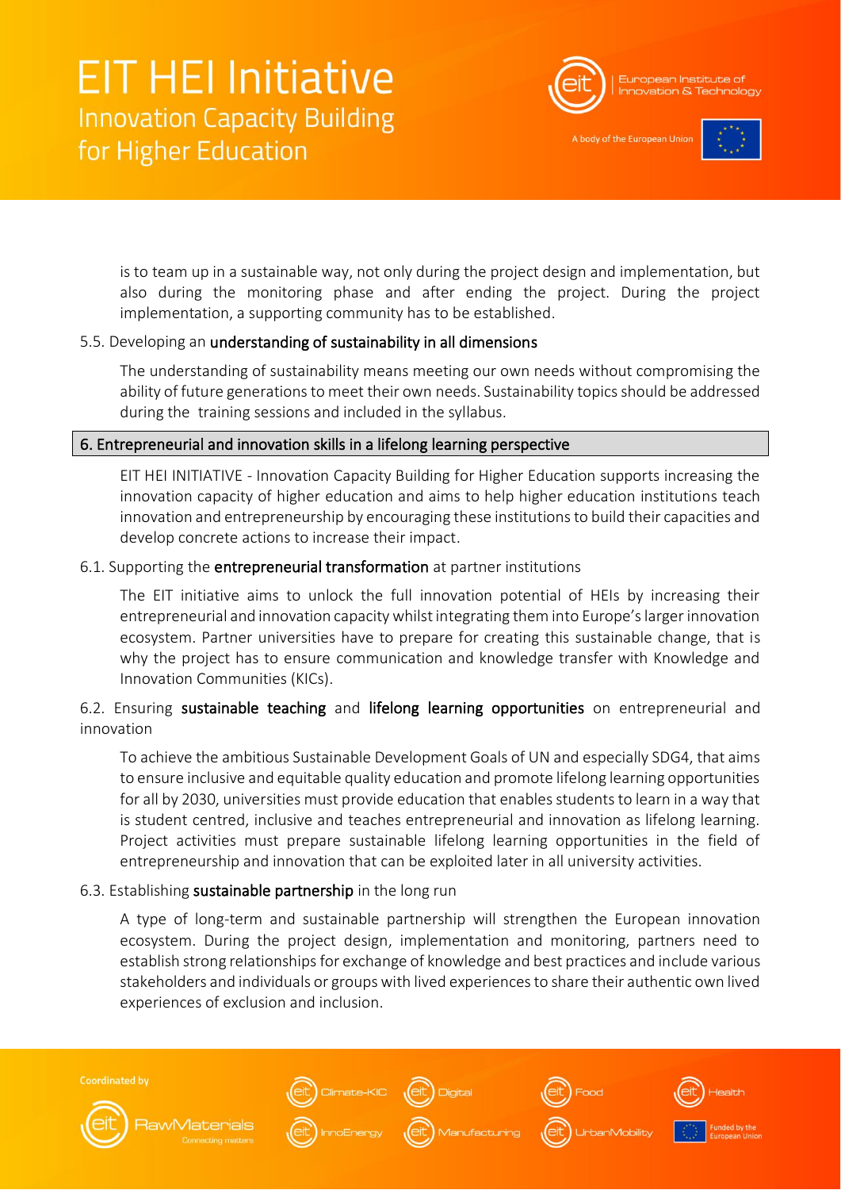is to team up in a sustainable way, not only during the project design and implementation, but also during the monitoring phase and after ending the project. During the project implementation, a supporting community has to be established.

### 5.5. Developing an **understanding of sustainability in all dimensions**

The understanding of sustainability means meeting our own needs without compromising the ability of future generations to meet their own needs. Sustainability topics should be addressed during the training sessions and included in the syllabus.

## 6. Entrepreneurial and innovation skills in a lifelong learning perspective

EIT HEI INITIATIVE - Innovation Capacity Building for Higher Education supports increasing the innovation capacity of higher education and aims to help higher education institutions teach innovation and entrepreneurship by encouraging these institutions to build their capacities and develop concrete actions to increase their impact.

### 6.1. Supporting the **entrepreneurial transformation** at partner institutions

The EIT initiative aims to unlock the full innovation potential of HEIs by increasing their entrepreneurial and innovation capacity whilst integrating them into Europe's larger innovation ecosystem. Partner universities have to prepare for creating this sustainable change, that is why the project has to ensure communication and knowledge transfer with Knowledge and Innovation Communities (KICs).

### 6.2. Ensuring **sustainable teaching** and **lifelong learning opportunities** on entrepreneurial and innovation

To achieve the ambitious Sustainable Development Goals of UN and especially SDG4, that aims to ensure inclusive and equitable quality education and promote lifelong learning opportunities for all by 2030, universities must provide education that enables students to learn in a way that is student centred, inclusive and teaches entrepreneurial and innovation as lifelong learning. Project activities must prepare sustainable lifelong learning opportunities in the field of entrepreneurship and innovation that can be exploited later in all university activities.

### 6.3. Establishing **sustainable partnership** in the long run

A type of long-term and sustainable partnership will strengthen the European innovation ecosystem. During the project design, implementation and monitoring, partners need to establish strong relationships for exchange of knowledge and best practices and include various stakeholders and individuals or groups with lived experiences to share their authentic own lived experiences of exclusion and inclusion.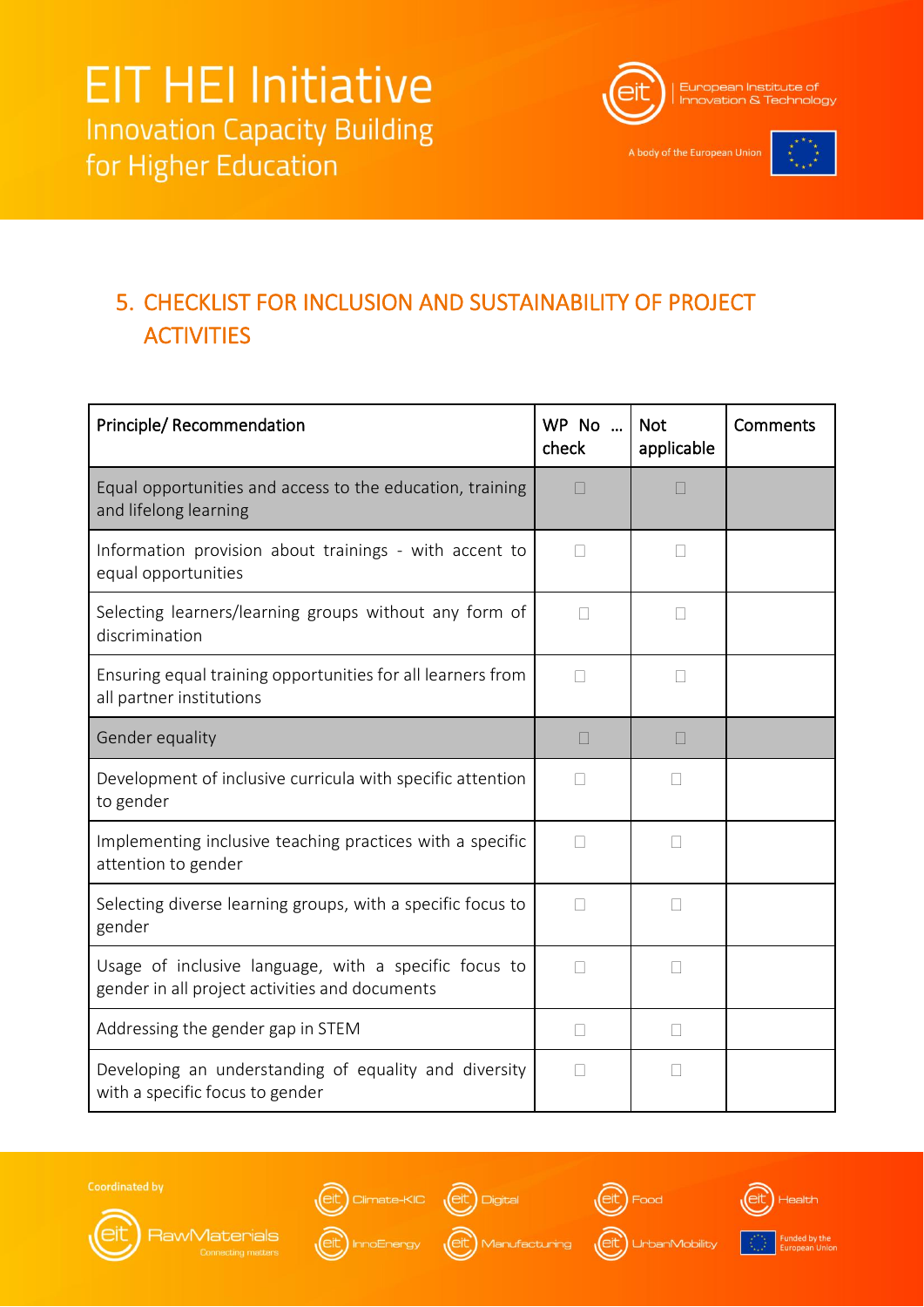## 5. CHECKLIST FOR INCLUSION AND SUSTAINABILITY OF PROJECT ACTIVITIES

| Principle/ Recommendation | WP No … check | Not applicable | Comments |
|---|---|---|---|
| Equal opportunities and access to the education, training and lifelong learning | ☐ | ☐ | |
| Information provision about trainings - with accent to equal opportunities | ☐ | ☐ | |
| Selecting learners/learning groups without any form of discrimination | ☐ | ☐ | |
| Ensuring equal training opportunities for all learners from all partner institutions | ☐ | ☐ | |
| Gender equality | ☐ | ☐ | |
| Development of inclusive curricula with specific attention to gender | ☐ | ☐ | |
| Implementing inclusive teaching practices with a specific attention to gender | ☐ | ☐ | |
| Selecting diverse learning groups, with a specific focus to gender | ☐ | ☐ | |
| Usage of inclusive language, with a specific focus to gender in all project activities and documents | ☐ | ☐ | |
| Addressing the gender gap in STEM | ☐ | ☐ | |
| Developing an understanding of equality and diversity with a specific focus to gender | ☐ | ☐ | |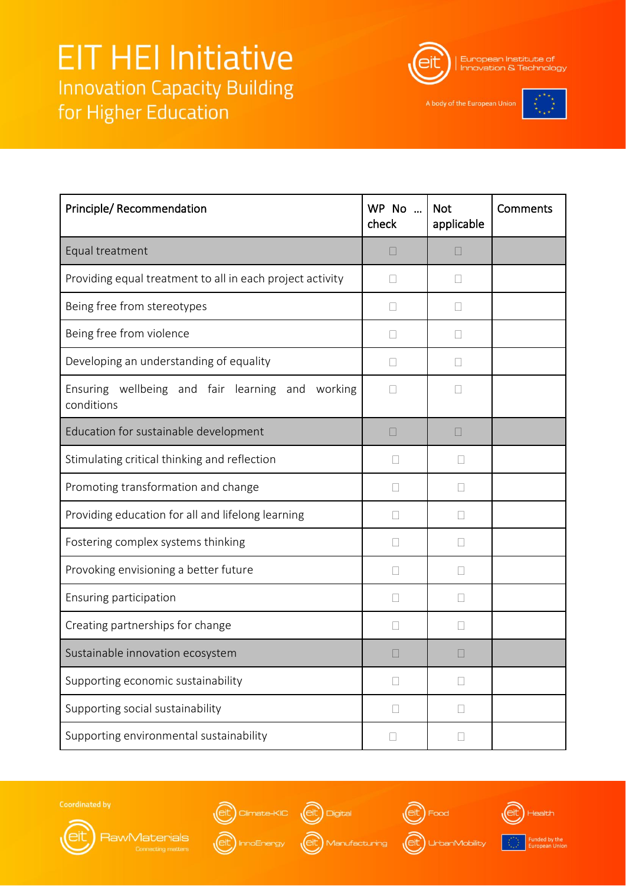| Principle/ Recommendation | WP No … check | Not applicable | Comments |
|---|---|---|---|
| Equal treatment | ☐ | ☐ | |
| Providing equal treatment to all in each project activity | ☐ | ☐ | |
| Being free from stereotypes | ☐ | ☐ | |
| Being free from violence | ☐ | ☐ | |
| Developing an understanding of equality | ☐ | ☐ | |
| Ensuring wellbeing and fair learning and working conditions | ☐ | ☐ | |
| Education for sustainable development | ☐ | ☐ | |
| Stimulating critical thinking and reflection | ☐ | ☐ | |
| Promoting transformation and change | ☐ | ☐ | |
| Providing education for all and lifelong learning | ☐ | ☐ | |
| Fostering complex systems thinking | ☐ | ☐ | |
| Provoking envisioning a better future | ☐ | ☐ | |
| Ensuring participation | ☐ | ☐ | |
| Creating partnerships for change | ☐ | ☐ | |
| Sustainable innovation ecosystem | ☐ | ☐ | |
| Supporting economic sustainability | ☐ | ☐ | |
| Supporting social sustainability | ☐ | ☐ | |
| Supporting environmental sustainability | ☐ | ☐ | |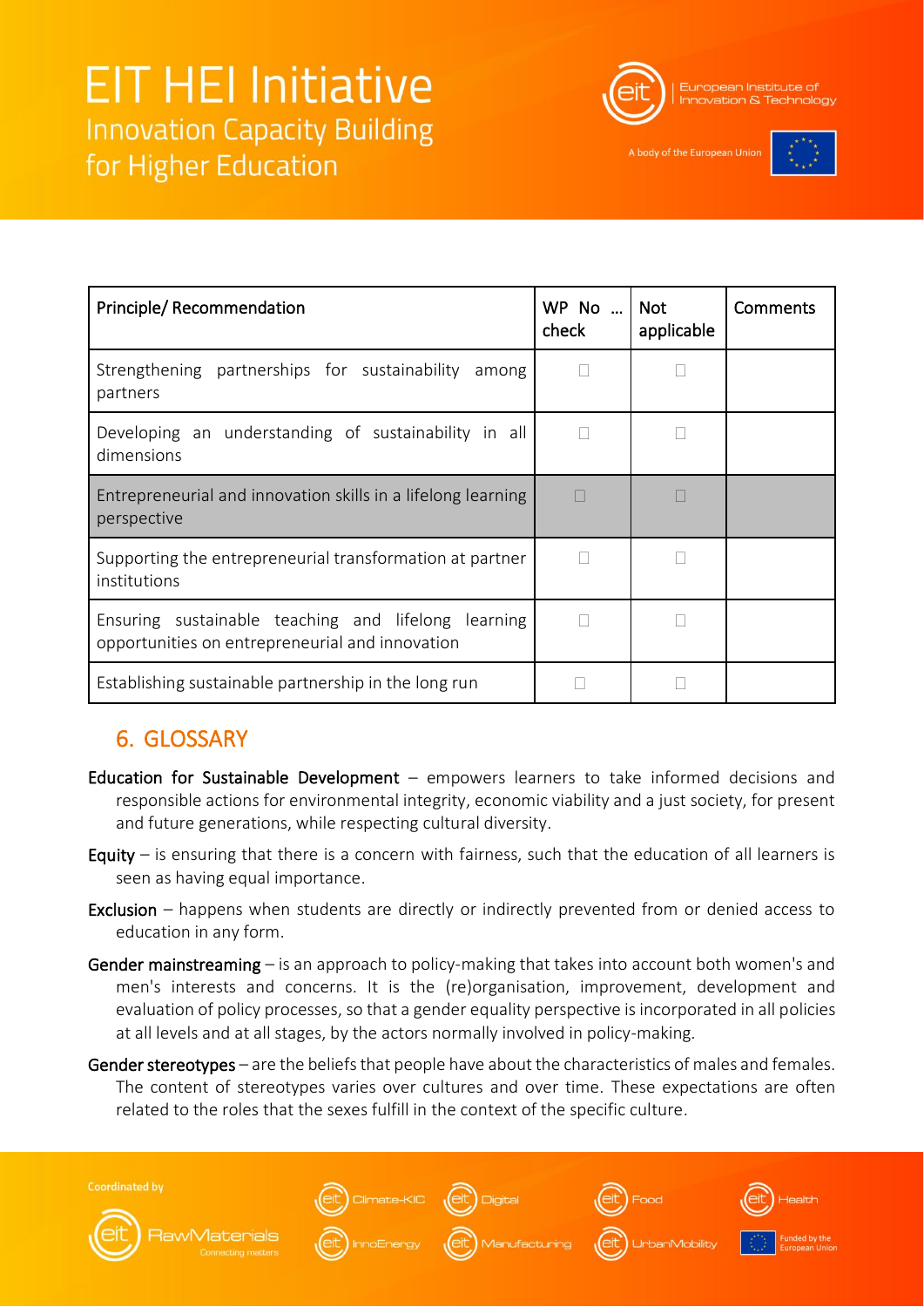| Principle/ Recommendation | WP No … check | Not applicable | Comments |
|---|---|---|---|
| Strengthening partnerships for sustainability among partners | ☐ | ☐ | |
| Developing an understanding of sustainability in all dimensions | ☐ | ☐ | |
| Entrepreneurial and innovation skills in a lifelong learning perspective | ☐ | ☐ | |
| Supporting the entrepreneurial transformation at partner institutions | ☐ | ☐ | |
| Ensuring sustainable teaching and lifelong learning opportunities on entrepreneurial and innovation | ☐ | ☐ | |
| Establishing sustainable partnership in the long run | ☐ | ☐ | |

## 6. GLOSSARY

**Education for Sustainable Development** – empowers learners to take informed decisions and responsible actions for environmental integrity, economic viability and a just society, for present and future generations, while respecting cultural diversity.

**Equity** – is ensuring that there is a concern with fairness, such that the education of all learners is seen as having equal importance.

**Exclusion** – happens when students are directly or indirectly prevented from or denied access to education in any form.

**Gender mainstreaming** – is an approach to policy-making that takes into account both women's and men's interests and concerns. It is the (re)organisation, improvement, development and evaluation of policy processes, so that a gender equality perspective is incorporated in all policies at all levels and at all stages, by the actors normally involved in policy-making.

**Gender stereotypes** – are the beliefs that people have about the characteristics of males and females. The content of stereotypes varies over cultures and over time. These expectations are often related to the roles that the sexes fulfill in the context of the specific culture.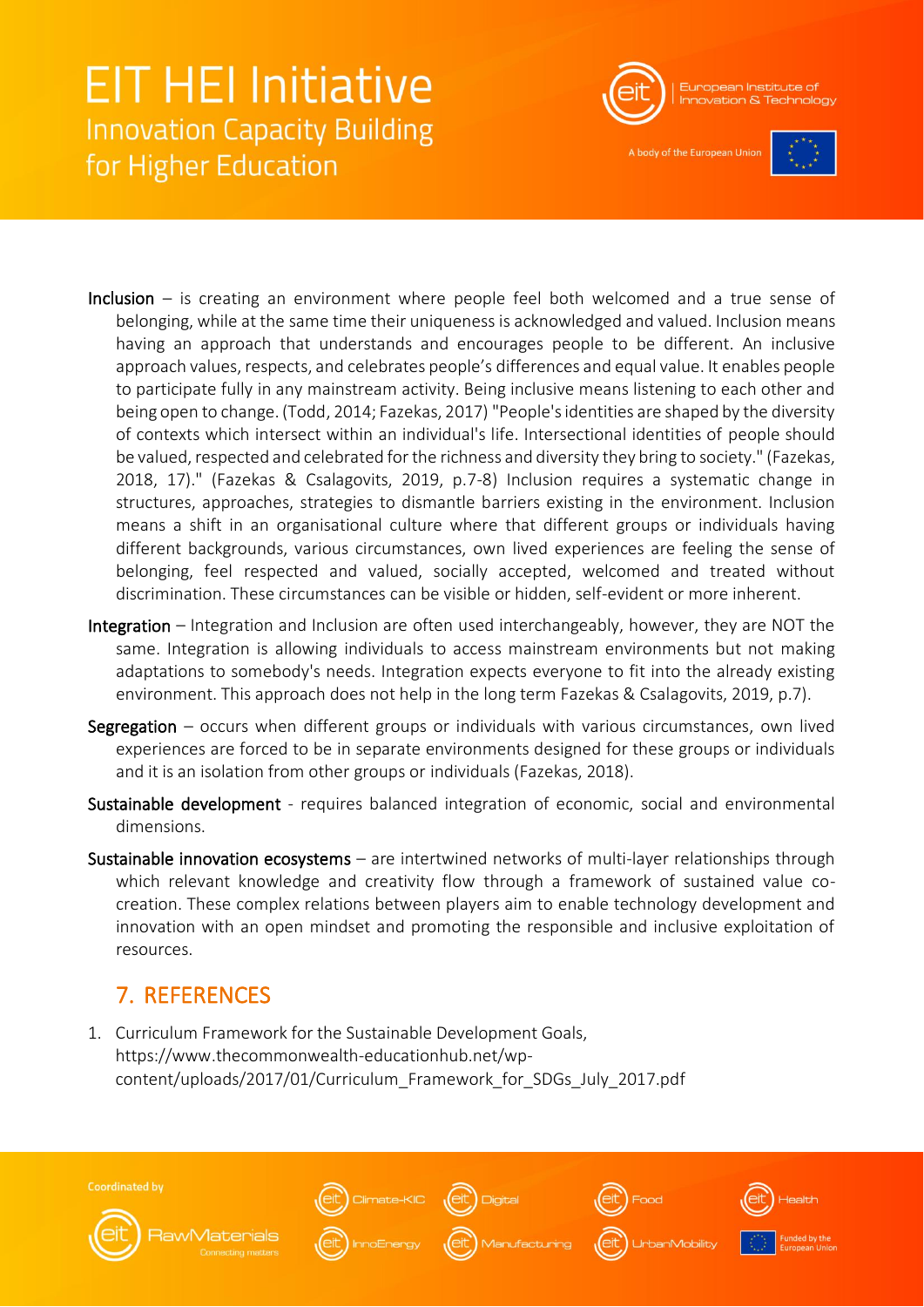**Inclusion** – is creating an environment where people feel both welcomed and a true sense of belonging, while at the same time their uniqueness is acknowledged and valued. Inclusion means having an approach that understands and encourages people to be different. An inclusive approach values, respects, and celebrates people's differences and equal value. It enables people to participate fully in any mainstream activity. Being inclusive means listening to each other and being open to change. (Todd, 2014; Fazekas, 2017) "People's identities are shaped by the diversity of contexts which intersect within an individual's life. Intersectional identities of people should be valued, respected and celebrated for the richness and diversity they bring to society." (Fazekas, 2018, 17)." (Fazekas & Csalagovits, 2019, p.7-8) Inclusion requires a systematic change in structures, approaches, strategies to dismantle barriers existing in the environment. Inclusion means a shift in an organisational culture where that different groups or individuals having different backgrounds, various circumstances, own lived experiences are feeling the sense of belonging, feel respected and valued, socially accepted, welcomed and treated without discrimination. These circumstances can be visible or hidden, self-evident or more inherent.

**Integration** – Integration and Inclusion are often used interchangeably, however, they are NOT the same. Integration is allowing individuals to access mainstream environments but not making adaptations to somebody's needs. Integration expects everyone to fit into the already existing environment. This approach does not help in the long term Fazekas & Csalagovits, 2019, p.7).

**Segregation** – occurs when different groups or individuals with various circumstances, own lived experiences are forced to be in separate environments designed for these groups or individuals and it is an isolation from other groups or individuals (Fazekas, 2018).

**Sustainable development** - requires balanced integration of economic, social and environmental dimensions.

**Sustainable innovation ecosystems** – are intertwined networks of multi-layer relationships through which relevant knowledge and creativity flow through a framework of sustained value co-creation. These complex relations between players aim to enable technology development and innovation with an open mindset and promoting the responsible and inclusive exploitation of resources.

## 7. REFERENCES

1. Curriculum Framework for the Sustainable Development Goals, https://www.thecommonwealth-educationhub.net/wp-content/uploads/2017/01/Curriculum_Framework_for_SDGs_July_2017.pdf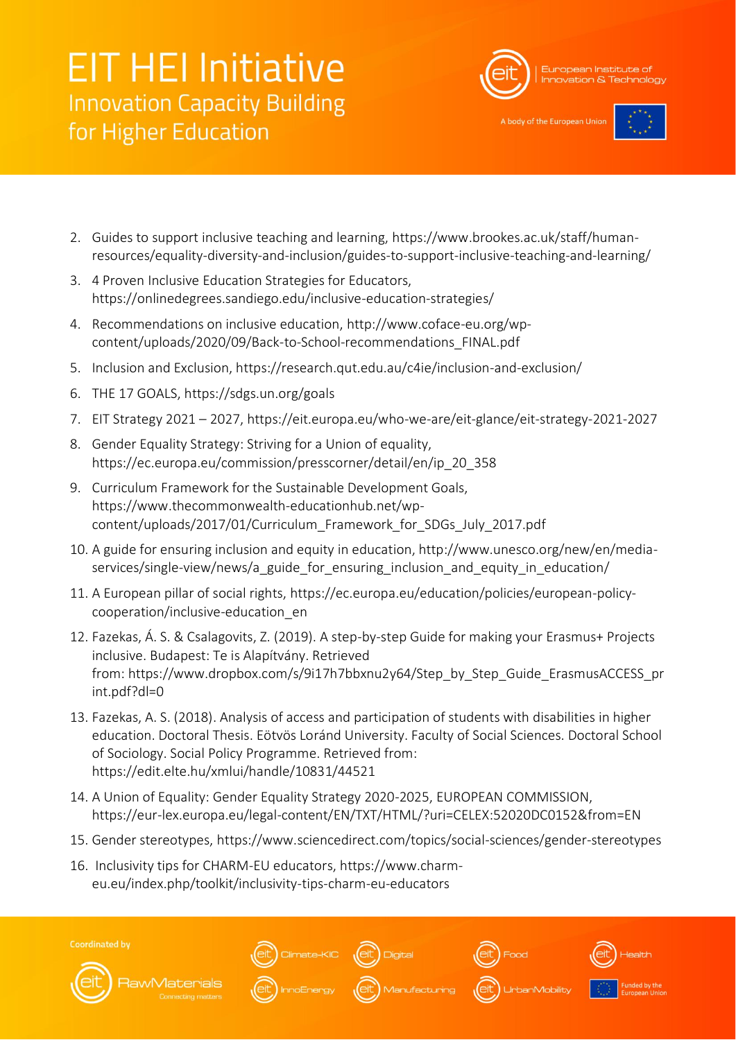2. Guides to support inclusive teaching and learning, https://www.brookes.ac.uk/staff/human-resources/equality-diversity-and-inclusion/guides-to-support-inclusive-teaching-and-learning/
3. 4 Proven Inclusive Education Strategies for Educators, https://onlinedegrees.sandiego.edu/inclusive-education-strategies/
4. Recommendations on inclusive education, http://www.coface-eu.org/wp-content/uploads/2020/09/Back-to-School-recommendations_FINAL.pdf
5. Inclusion and Exclusion, https://research.qut.edu.au/c4ie/inclusion-and-exclusion/
6. THE 17 GOALS, https://sdgs.un.org/goals
7. EIT Strategy 2021 – 2027, https://eit.europa.eu/who-we-are/eit-glance/eit-strategy-2021-2027
8. Gender Equality Strategy: Striving for a Union of equality, https://ec.europa.eu/commission/presscorner/detail/en/ip_20_358
9. Curriculum Framework for the Sustainable Development Goals, https://www.thecommonwealth-educationhub.net/wp-content/uploads/2017/01/Curriculum_Framework_for_SDGs_July_2017.pdf
10. A guide for ensuring inclusion and equity in education, http://www.unesco.org/new/en/media-services/single-view/news/a_guide_for_ensuring_inclusion_and_equity_in_education/
11. A European pillar of social rights, https://ec.europa.eu/education/policies/european-policy-cooperation/inclusive-education_en
12. Fazekas, Á. S. & Csalagovits, Z. (2019). A step-by-step Guide for making your Erasmus+ Projects inclusive. Budapest: Te is Alapítvány. Retrieved from: https://www.dropbox.com/s/9i17h7bbxnu2y64/Step_by_Step_Guide_ErasmusACCESS_print.pdf?dl=0
13. Fazekas, A. S. (2018). Analysis of access and participation of students with disabilities in higher education. Doctoral Thesis. Eötvös Loránd University. Faculty of Social Sciences. Doctoral School of Sociology. Social Policy Programme. Retrieved from: https://edit.elte.hu/xmlui/handle/10831/44521
14. A Union of Equality: Gender Equality Strategy 2020-2025, EUROPEAN COMMISSION, https://eur-lex.europa.eu/legal-content/EN/TXT/HTML/?uri=CELEX:52020DC0152&from=EN
15. Gender stereotypes, https://www.sciencedirect.com/topics/social-sciences/gender-stereotypes
16. Inclusivity tips for CHARM-EU educators, https://www.charm-eu.eu/index.php/toolkit/inclusivity-tips-charm-eu-educators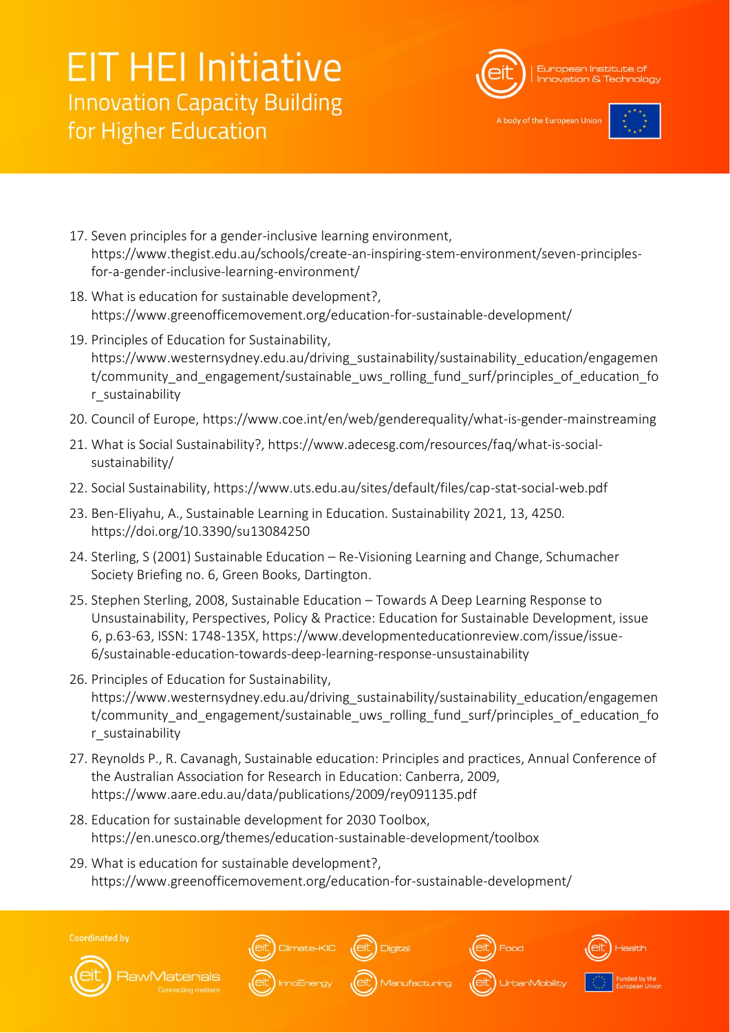17. Seven principles for a gender-inclusive learning environment, https://www.thegist.edu.au/schools/create-an-inspiring-stem-environment/seven-principles-for-a-gender-inclusive-learning-environment/
18. What is education for sustainable development?, https://www.greenofficemovement.org/education-for-sustainable-development/
19. Principles of Education for Sustainability, https://www.westernsydney.edu.au/driving_sustainability/sustainability_education/engagement/community_and_engagement/sustainable_uws_rolling_fund_surf/principles_of_education_for_sustainability
20. Council of Europe, https://www.coe.int/en/web/genderequality/what-is-gender-mainstreaming
21. What is Social Sustainability?, https://www.adecesg.com/resources/faq/what-is-social-sustainability/
22. Social Sustainability, https://www.uts.edu.au/sites/default/files/cap-stat-social-web.pdf
23. Ben-Eliyahu, A., Sustainable Learning in Education. Sustainability 2021, 13, 4250. https://doi.org/10.3390/su13084250
24. Sterling, S (2001) Sustainable Education – Re-Visioning Learning and Change, Schumacher Society Briefing no. 6, Green Books, Dartington.
25. Stephen Sterling, 2008, Sustainable Education – Towards A Deep Learning Response to Unsustainability, Perspectives, Policy & Practice: Education for Sustainable Development, issue 6, p.63-63, ISSN: 1748-135X, https://www.developmenteducationreview.com/issue/issue-6/sustainable-education-towards-deep-learning-response-unsustainability
26. Principles of Education for Sustainability, https://www.westernsydney.edu.au/driving_sustainability/sustainability_education/engagement/community_and_engagement/sustainable_uws_rolling_fund_surf/principles_of_education_for_sustainability
27. Reynolds P., R. Cavanagh, Sustainable education: Principles and practices, Annual Conference of the Australian Association for Research in Education: Canberra, 2009, https://www.aare.edu.au/data/publications/2009/rey091135.pdf
28. Education for sustainable development for 2030 Toolbox, https://en.unesco.org/themes/education-sustainable-development/toolbox
29. What is education for sustainable development?, https://www.greenofficemovement.org/education-for-sustainable-development/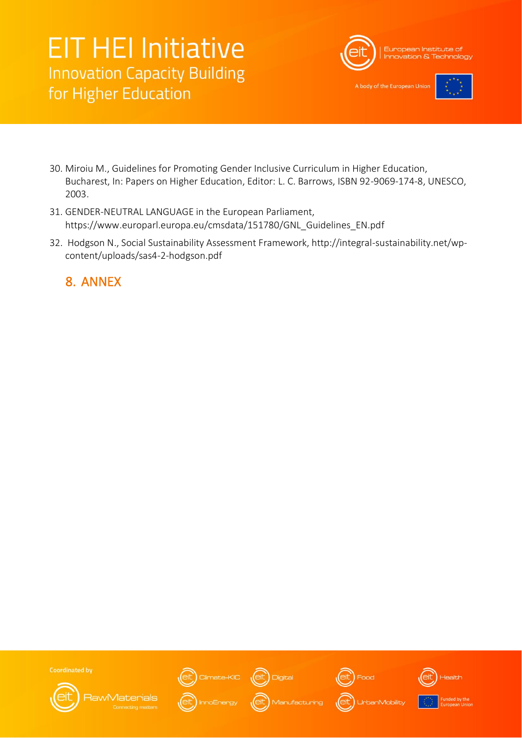30. Miroiu M., Guidelines for Promoting Gender Inclusive Curriculum in Higher Education, Bucharest, In: Papers on Higher Education, Editor: L. C. Barrows, ISBN 92-9069-174-8, UNESCO, 2003.
31. GENDER-NEUTRAL LANGUAGE in the European Parliament, https://www.europarl.europa.eu/cmsdata/151780/GNL_Guidelines_EN.pdf
32. Hodgson N., Social Sustainability Assessment Framework, http://integral-sustainability.net/wp-content/uploads/sas4-2-hodgson.pdf

## 8. ANNEX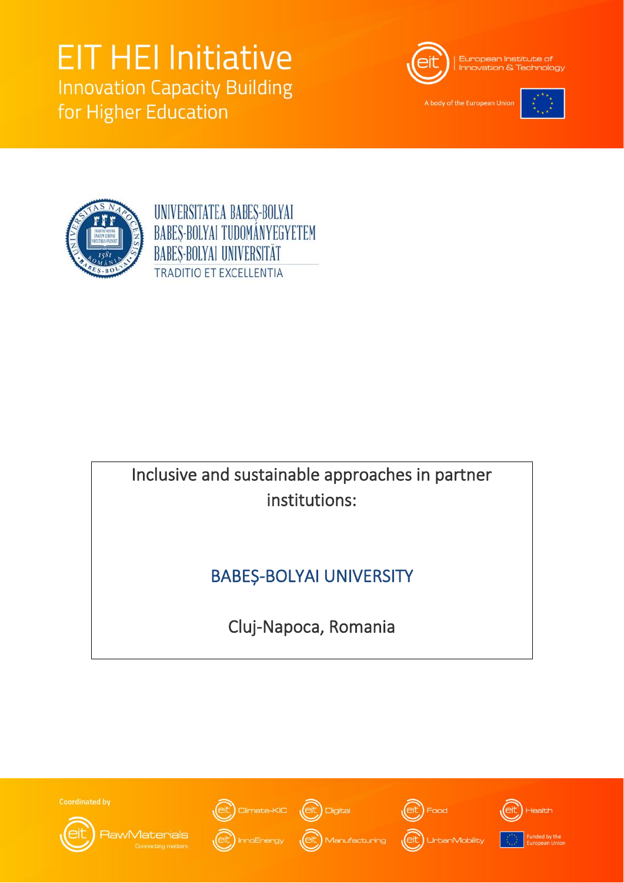# EIT HEI Initiative

Innovation Capacity Building for Higher Education

European Institute of Innovation & Technology

A body of the European Union

UNIVERSITATEA BABEŞ-BOLYAI
BABEŞ-BOLYAI TUDOMÁNYEGYETEM
BABEŞ-BOLYAI UNIVERSITÄT
TRADITIO ET EXCELLENTIA

Inclusive and sustainable approaches in partner institutions:

## BABEŞ-BOLYAI UNIVERSITY

Cluj-Napoca, Romania

Coordinated by

RawMaterials
Connecting matters

Climate-KIC | Digital | Food | Health | InnoEnergy | Manufacturing | UrbanMobility

Funded by the European Union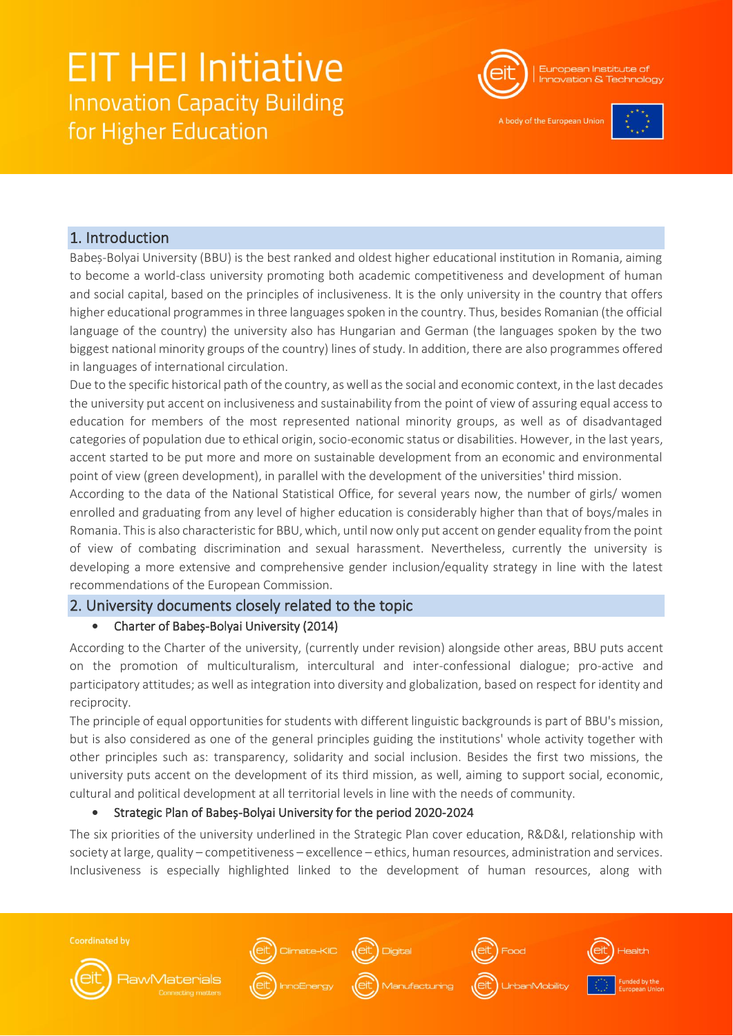## 1. Introduction

Babeș-Bolyai University (BBU) is the best ranked and oldest higher educational institution in Romania, aiming to become a world-class university promoting both academic competitiveness and development of human and social capital, based on the principles of inclusiveness. It is the only university in the country that offers higher educational programmes in three languages spoken in the country. Thus, besides Romanian (the official language of the country) the university also has Hungarian and German (the languages spoken by the two biggest national minority groups of the country) lines of study. In addition, there are also programmes offered in languages of international circulation.

Due to the specific historical path of the country, as well as the social and economic context, in the last decades the university put accent on inclusiveness and sustainability from the point of view of assuring equal access to education for members of the most represented national minority groups, as well as of disadvantaged categories of population due to ethical origin, socio-economic status or disabilities. However, in the last years, accent started to be put more and more on sustainable development from an economic and environmental point of view (green development), in parallel with the development of the universities' third mission.

According to the data of the National Statistical Office, for several years now, the number of girls/ women enrolled and graduating from any level of higher education is considerably higher than that of boys/males in Romania. This is also characteristic for BBU, which, until now only put accent on gender equality from the point of view of combating discrimination and sexual harassment. Nevertheless, currently the university is developing a more extensive and comprehensive gender inclusion/equality strategy in line with the latest recommendations of the European Commission.

## 2. University documents closely related to the topic

- Charter of Babeș-Bolyai University (2014)

According to the Charter of the university, (currently under revision) alongside other areas, BBU puts accent on the promotion of multiculturalism, intercultural and inter-confessional dialogue; pro-active and participatory attitudes; as well as integration into diversity and globalization, based on respect for identity and reciprocity.

The principle of equal opportunities for students with different linguistic backgrounds is part of BBU's mission, but is also considered as one of the general principles guiding the institutions' whole activity together with other principles such as: transparency, solidarity and social inclusion. Besides the first two missions, the university puts accent on the development of its third mission, as well, aiming to support social, economic, cultural and political development at all territorial levels in line with the needs of community.

- Strategic Plan of Babeș-Bolyai University for the period 2020-2024

The six priorities of the university underlined in the Strategic Plan cover education, R&D&I, relationship with society at large, quality – competitiveness – excellence – ethics, human resources, administration and services. Inclusiveness is especially highlighted linked to the development of human resources, along with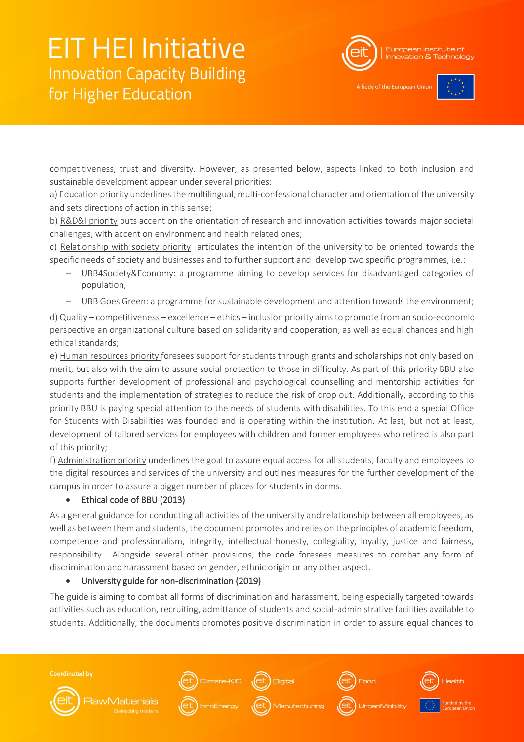competitiveness, trust and diversity. However, as presented below, aspects linked to both inclusion and sustainable development appear under several priorities:

a) Education priority underlines the multilingual, multi-confessional character and orientation of the university and sets directions of action in this sense;

b) R&D&I priority puts accent on the orientation of research and innovation activities towards major societal challenges, with accent on environment and health related ones;

c) Relationship with society priority articulates the intention of the university to be oriented towards the specific needs of society and businesses and to further support and develop two specific programmes, i.e.:

- UBB4Society&Economy: a programme aiming to develop services for disadvantaged categories of population,
- UBB Goes Green: a programme for sustainable development and attention towards the environment;

d) Quality – competitiveness – excellence – ethics – inclusion priority aims to promote from an socio-economic perspective an organizational culture based on solidarity and cooperation, as well as equal chances and high ethical standards;

e) Human resources priority foresees support for students through grants and scholarships not only based on merit, but also with the aim to assure social protection to those in difficulty. As part of this priority BBU also supports further development of professional and psychological counselling and mentorship activities for students and the implementation of strategies to reduce the risk of drop out. Additionally, according to this priority BBU is paying special attention to the needs of students with disabilities. To this end a special Office for Students with Disabilities was founded and is operating within the institution. At last, but not at least, development of tailored services for employees with children and former employees who retired is also part of this priority;

f) Administration priority underlines the goal to assure equal access for all students, faculty and employees to the digital resources and services of the university and outlines measures for the further development of the campus in order to assure a bigger number of places for students in dorms.

- Ethical code of BBU (2013)

As a general guidance for conducting all activities of the university and relationship between all employees, as well as between them and students, the document promotes and relies on the principles of academic freedom, competence and professionalism, integrity, intellectual honesty, collegiality, loyalty, justice and fairness, responsibility. Alongside several other provisions, the code foresees measures to combat any form of discrimination and harassment based on gender, ethnic origin or any other aspect.

- University guide for non-discrimination (2019)

The guide is aiming to combat all forms of discrimination and harassment, being especially targeted towards activities such as education, recruiting, admittance of students and social-administrative facilities available to students. Additionally, the documents promotes positive discrimination in order to assure equal chances to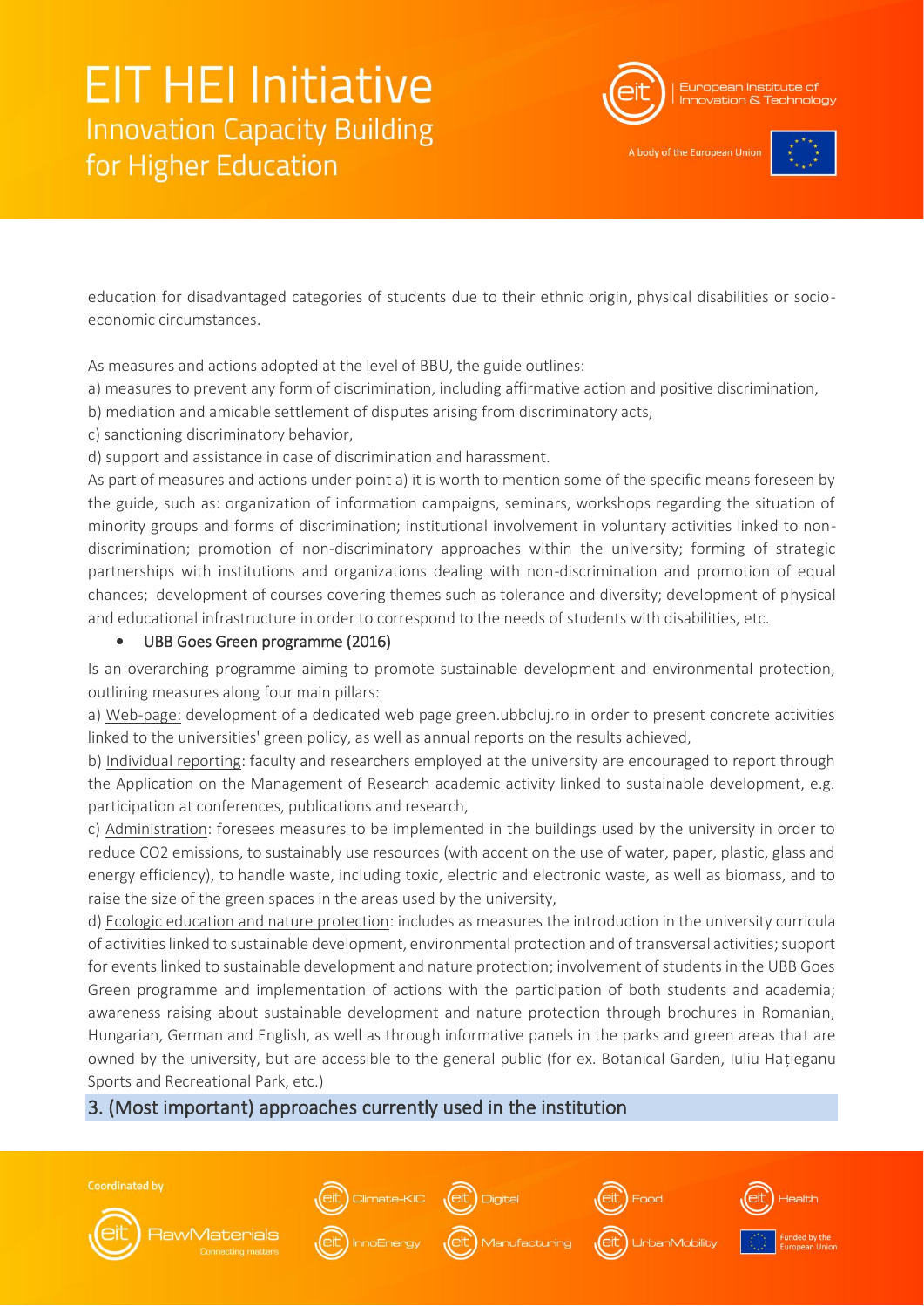education for disadvantaged categories of students due to their ethnic origin, physical disabilities or socio-economic circumstances.

As measures and actions adopted at the level of BBU, the guide outlines:

a) measures to prevent any form of discrimination, including affirmative action and positive discrimination,

b) mediation and amicable settlement of disputes arising from discriminatory acts,

c) sanctioning discriminatory behavior,

d) support and assistance in case of discrimination and harassment.

As part of measures and actions under point a) it is worth to mention some of the specific means foreseen by the guide, such as: organization of information campaigns, seminars, workshops regarding the situation of minority groups and forms of discrimination; institutional involvement in voluntary activities linked to non-discrimination; promotion of non-discriminatory approaches within the university; forming of strategic partnerships with institutions and organizations dealing with non-discrimination and promotion of equal chances; development of courses covering themes such as tolerance and diversity; development of physical and educational infrastructure in order to correspond to the needs of students with disabilities, etc.

- UBB Goes Green programme (2016)

Is an overarching programme aiming to promote sustainable development and environmental protection, outlining measures along four main pillars:

a) Web-page: development of a dedicated web page green.ubbcluj.ro in order to present concrete activities linked to the universities' green policy, as well as annual reports on the results achieved,

b) Individual reporting: faculty and researchers employed at the university are encouraged to report through the Application on the Management of Research academic activity linked to sustainable development, e.g. participation at conferences, publications and research,

c) Administration: foresees measures to be implemented in the buildings used by the university in order to reduce CO2 emissions, to sustainably use resources (with accent on the use of water, paper, plastic, glass and energy efficiency), to handle waste, including toxic, electric and electronic waste, as well as biomass, and to raise the size of the green spaces in the areas used by the university,

d) Ecologic education and nature protection: includes as measures the introduction in the university curricula of activities linked to sustainable development, environmental protection and of transversal activities; support for events linked to sustainable development and nature protection; involvement of students in the UBB Goes Green programme and implementation of actions with the participation of both students and academia; awareness raising about sustainable development and nature protection through brochures in Romanian, Hungarian, German and English, as well as through informative panels in the parks and green areas that are owned by the university, but are accessible to the general public (for ex. Botanical Garden, Iuliu Hațieganu Sports and Recreational Park, etc.)

## 3. (Most important) approaches currently used in the institution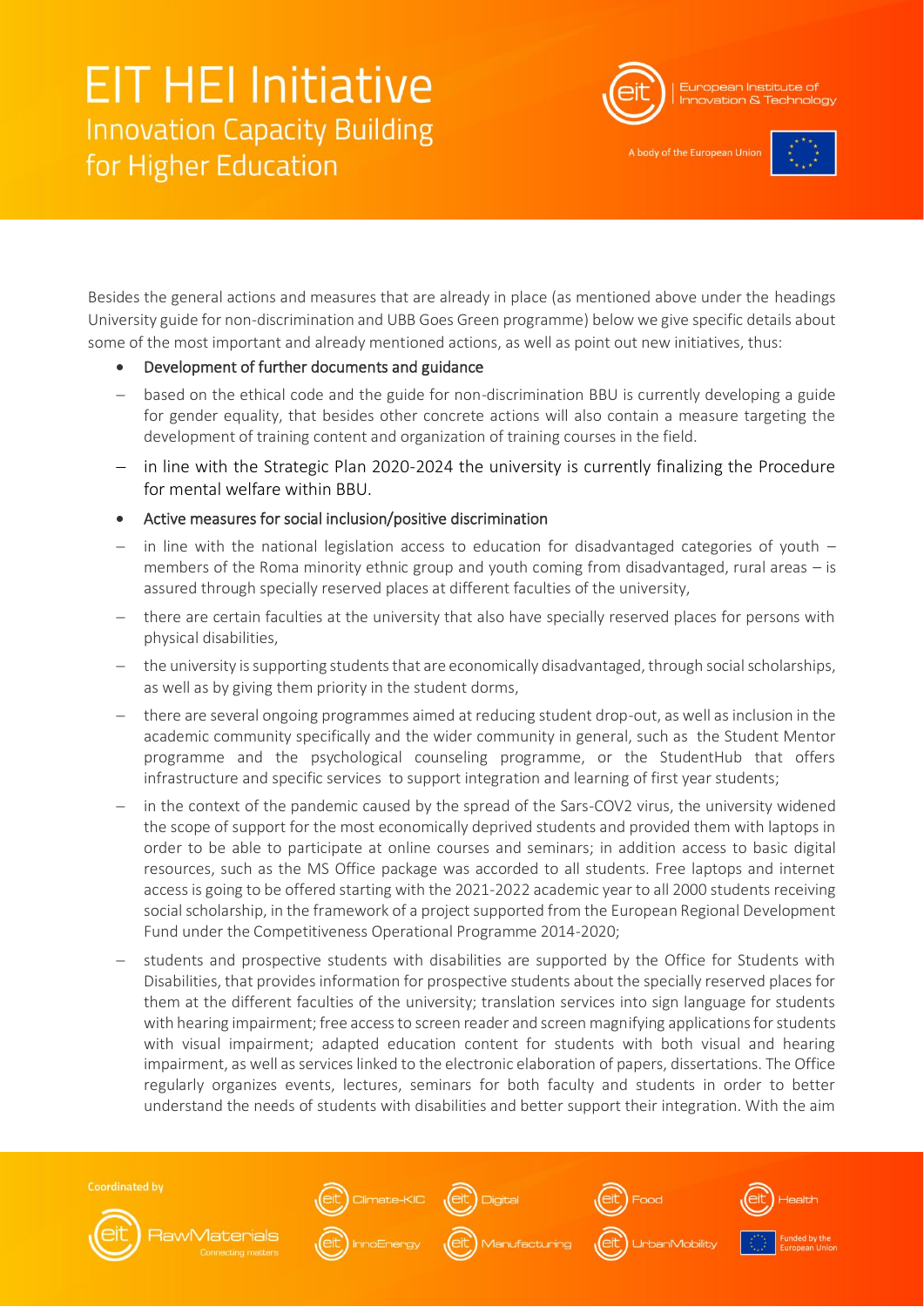Besides the general actions and measures that are already in place (as mentioned above under the headings University guide for non-discrimination and UBB Goes Green programme) below we give specific details about some of the most important and already mentioned actions, as well as point out new initiatives, thus:

- Development of further documents and guidance
  - based on the ethical code and the guide for non-discrimination BBU is currently developing a guide for gender equality, that besides other concrete actions will also contain a measure targeting the development of training content and organization of training courses in the field.
  - in line with the Strategic Plan 2020-2024 the university is currently finalizing the Procedure for mental welfare within BBU.
- Active measures for social inclusion/positive discrimination
  - in line with the national legislation access to education for disadvantaged categories of youth – members of the Roma minority ethnic group and youth coming from disadvantaged, rural areas – is assured through specially reserved places at different faculties of the university,
  - there are certain faculties at the university that also have specially reserved places for persons with physical disabilities,
  - the university is supporting students that are economically disadvantaged, through social scholarships, as well as by giving them priority in the student dorms,
  - there are several ongoing programmes aimed at reducing student drop-out, as well as inclusion in the academic community specifically and the wider community in general, such as the Student Mentor programme and the psychological counseling programme, or the StudentHub that offers infrastructure and specific services to support integration and learning of first year students;
  - in the context of the pandemic caused by the spread of the Sars-COV2 virus, the university widened the scope of support for the most economically deprived students and provided them with laptops in order to be able to participate at online courses and seminars; in addition access to basic digital resources, such as the MS Office package was accorded to all students. Free laptops and internet access is going to be offered starting with the 2021-2022 academic year to all 2000 students receiving social scholarship, in the framework of a project supported from the European Regional Development Fund under the Competitiveness Operational Programme 2014-2020;
  - students and prospective students with disabilities are supported by the Office for Students with Disabilities, that provides information for prospective students about the specially reserved places for them at the different faculties of the university; translation services into sign language for students with hearing impairment; free access to screen reader and screen magnifying applications for students with visual impairment; adapted education content for students with both visual and hearing impairment, as well as services linked to the electronic elaboration of papers, dissertations. The Office regularly organizes events, lectures, seminars for both faculty and students in order to better understand the needs of students with disabilities and better support their integration. With the aim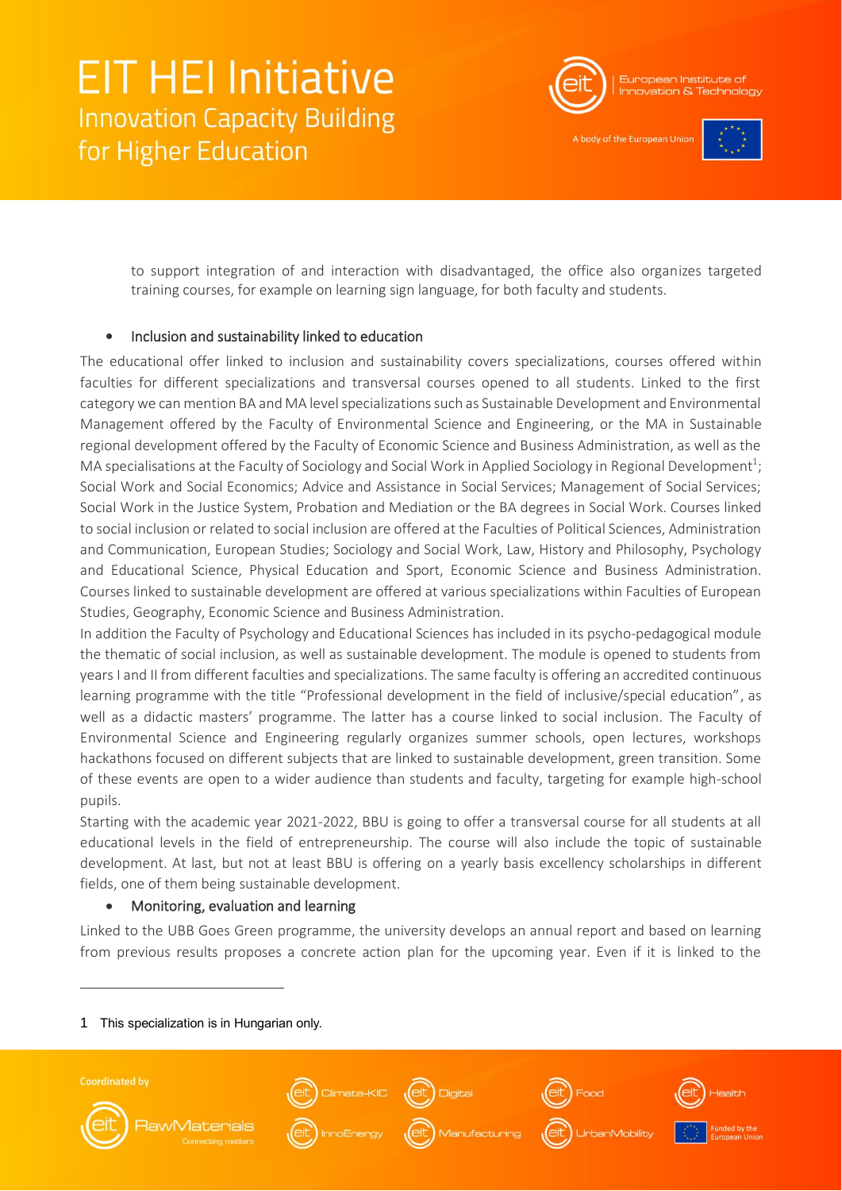to support integration of and interaction with disadvantaged, the office also organizes targeted training courses, for example on learning sign language, for both faculty and students.

- **Inclusion and sustainability linked to education**

The educational offer linked to inclusion and sustainability covers specializations, courses offered within faculties for different specializations and transversal courses opened to all students. Linked to the first category we can mention BA and MA level specializations such as Sustainable Development and Environmental Management offered by the Faculty of Environmental Science and Engineering, or the MA in Sustainable regional development offered by the Faculty of Economic Science and Business Administration, as well as the MA specialisations at the Faculty of Sociology and Social Work in Applied Sociology in Regional Development[1]; Social Work and Social Economics; Advice and Assistance in Social Services; Management of Social Services; Social Work in the Justice System, Probation and Mediation or the BA degrees in Social Work. Courses linked to social inclusion or related to social inclusion are offered at the Faculties of Political Sciences, Administration and Communication, European Studies; Sociology and Social Work, Law, History and Philosophy, Psychology and Educational Science, Physical Education and Sport, Economic Science and Business Administration. Courses linked to sustainable development are offered at various specializations within Faculties of European Studies, Geography, Economic Science and Business Administration.

In addition the Faculty of Psychology and Educational Sciences has included in its psycho-pedagogical module the thematic of social inclusion, as well as sustainable development. The module is opened to students from years I and II from different faculties and specializations. The same faculty is offering an accredited continuous learning programme with the title "Professional development in the field of inclusive/special education", as well as a didactic masters' programme. The latter has a course linked to social inclusion. The Faculty of Environmental Science and Engineering regularly organizes summer schools, open lectures, workshops hackathons focused on different subjects that are linked to sustainable development, green transition. Some of these events are open to a wider audience than students and faculty, targeting for example high-school pupils.

Starting with the academic year 2021-2022, BBU is going to offer a transversal course for all students at all educational levels in the field of entrepreneurship. The course will also include the topic of sustainable development. At last, but not at least BBU is offering on a yearly basis excellency scholarships in different fields, one of them being sustainable development.

- **Monitoring, evaluation and learning**

Linked to the UBB Goes Green programme, the university develops an annual report and based on learning from previous results proposes a concrete action plan for the upcoming year. Even if it is linked to the

---

[1] This specialization is in Hungarian only.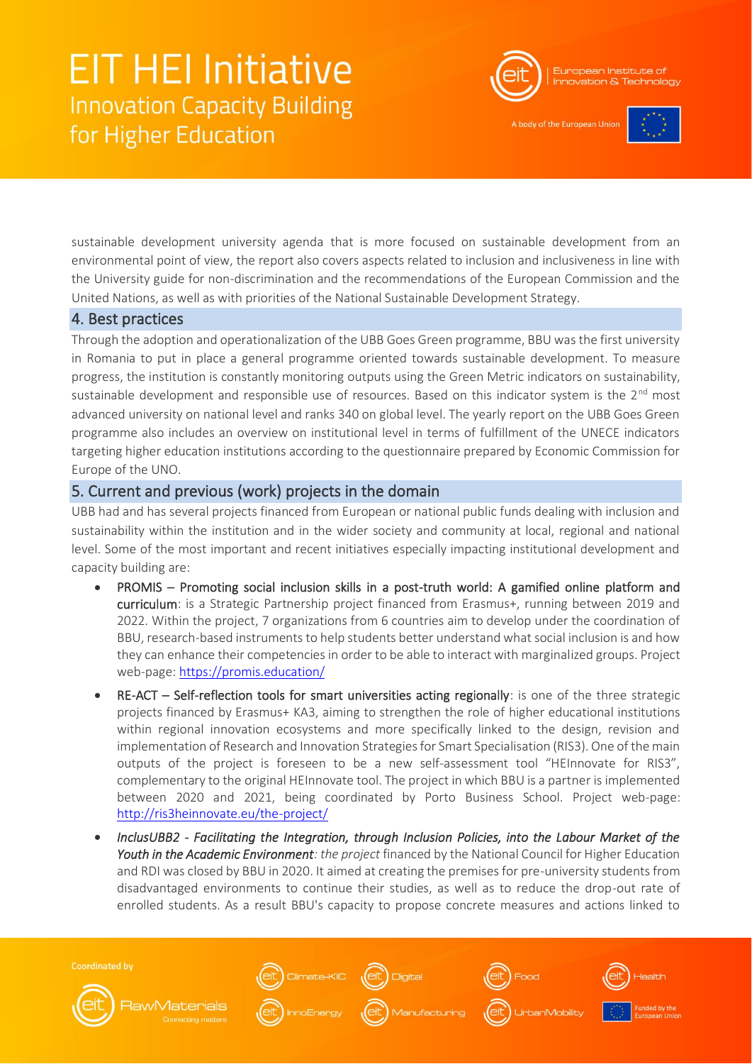sustainable development university agenda that is more focused on sustainable development from an environmental point of view, the report also covers aspects related to inclusion and inclusiveness in line with the University guide for non-discrimination and the recommendations of the European Commission and the United Nations, as well as with priorities of the National Sustainable Development Strategy.

## 4. Best practices

Through the adoption and operationalization of the UBB Goes Green programme, BBU was the first university in Romania to put in place a general programme oriented towards sustainable development. To measure progress, the institution is constantly monitoring outputs using the Green Metric indicators on sustainability, sustainable development and responsible use of resources. Based on this indicator system is the 2nd most advanced university on national level and ranks 340 on global level. The yearly report on the UBB Goes Green programme also includes an overview on institutional level in terms of fulfillment of the UNECE indicators targeting higher education institutions according to the questionnaire prepared by Economic Commission for Europe of the UNO.

## 5. Current and previous (work) projects in the domain

UBB had and has several projects financed from European or national public funds dealing with inclusion and sustainability within the institution and in the wider society and community at local, regional and national level. Some of the most important and recent initiatives especially impacting institutional development and capacity building are:

- **PROMIS – Promoting social inclusion skills in a post-truth world: A gamified online platform and curriculum**: is a Strategic Partnership project financed from Erasmus+, running between 2019 and 2022. Within the project, 7 organizations from 6 countries aim to develop under the coordination of BBU, research-based instruments to help students better understand what social inclusion is and how they can enhance their competencies in order to be able to interact with marginalized groups. Project web-page: https://promis.education/
- **RE-ACT – Self-reflection tools for smart universities acting regionally**: is one of the three strategic projects financed by Erasmus+ KA3, aiming to strengthen the role of higher educational institutions within regional innovation ecosystems and more specifically linked to the design, revision and implementation of Research and Innovation Strategies for Smart Specialisation (RIS3). One of the main outputs of the project is foreseen to be a new self-assessment tool "HEInnovate for RIS3", complementary to the original HEInnovate tool. The project in which BBU is a partner is implemented between 2020 and 2021, being coordinated by Porto Business School. Project web-page: http://ris3heinnovate.eu/the-project/
- ***InclusUBB2 - Facilitating the Integration, through Inclusion Policies, into the Labour Market of the Youth in the Academic Environment****: the project* financed by the National Council for Higher Education and RDI was closed by BBU in 2020. It aimed at creating the premises for pre-university students from disadvantaged environments to continue their studies, as well as to reduce the drop-out rate of enrolled students. As a result BBU's capacity to propose concrete measures and actions linked to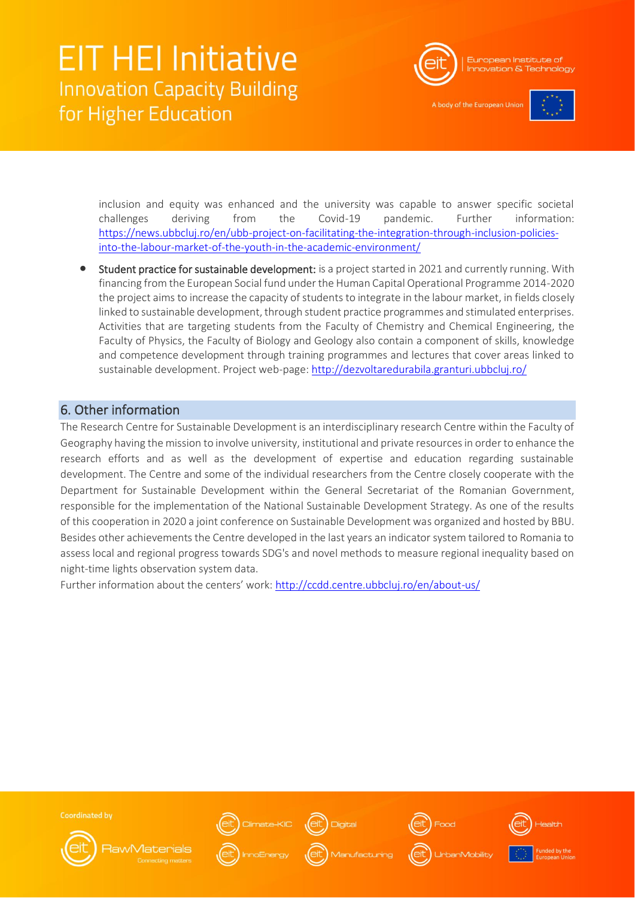inclusion and equity was enhanced and the university was capable to answer specific societal challenges deriving from the Covid-19 pandemic. Further information: https://news.ubbcluj.ro/en/ubb-project-on-facilitating-the-integration-through-inclusion-policies-into-the-labour-market-of-the-youth-in-the-academic-environment/

- Student practice for sustainable development: is a project started in 2021 and currently running. With financing from the European Social fund under the Human Capital Operational Programme 2014-2020 the project aims to increase the capacity of students to integrate in the labour market, in fields closely linked to sustainable development, through student practice programmes and stimulated enterprises. Activities that are targeting students from the Faculty of Chemistry and Chemical Engineering, the Faculty of Physics, the Faculty of Biology and Geology also contain a component of skills, knowledge and competence development through training programmes and lectures that cover areas linked to sustainable development. Project web-page: http://dezvoltaredurabila.granturi.ubbcluj.ro/

## 6. Other information

The Research Centre for Sustainable Development is an interdisciplinary research Centre within the Faculty of Geography having the mission to involve university, institutional and private resources in order to enhance the research efforts and as well as the development of expertise and education regarding sustainable development. The Centre and some of the individual researchers from the Centre closely cooperate with the Department for Sustainable Development within the General Secretariat of the Romanian Government, responsible for the implementation of the National Sustainable Development Strategy. As one of the results of this cooperation in 2020 a joint conference on Sustainable Development was organized and hosted by BBU. Besides other achievements the Centre developed in the last years an indicator system tailored to Romania to assess local and regional progress towards SDG's and novel methods to measure regional inequality based on night-time lights observation system data.

Further information about the centers' work: http://ccdd.centre.ubbcluj.ro/en/about-us/